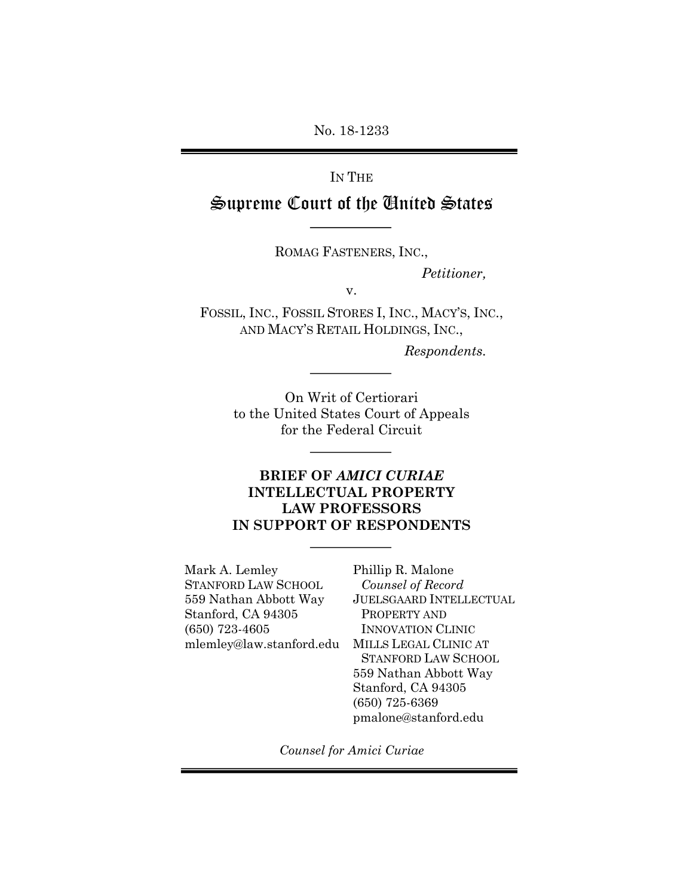No. 18-1233

IN THE

# Supreme Court of the United States

---

ROMAG FASTENERS, INC.,

*Petitioner,*

v.

FOSSIL, INC., FOSSIL STORES I, INC., MACY'S, INC., AND MACY'S RETAIL HOLDINGS, INC.,

*Respondents.*

---

On Writ of Certiorari to the United States Court of Appeals for the Federal Circuit

---

**BRIEF OF *AMICI CURIAE* INTELLECTUAL PROPERTY LAW PROFESSORS IN SUPPORT OF RESPONDENTS**

---

Mark A. Lemley
STANFORD LAW SCHOOL
559 Nathan Abbott Way
Stanford, CA 94305
(650) 723-4605
mlemley@law.stanford.edu

Phillip R. Malone
*Counsel of Record*
JUELSGAARD INTELLECTUAL PROPERTY AND INNOVATION CLINIC
MILLS LEGAL CLINIC AT STANFORD LAW SCHOOL
559 Nathan Abbott Way
Stanford, CA 94305
(650) 725-6369
pmalone@stanford.edu

*Counsel for Amici Curiae*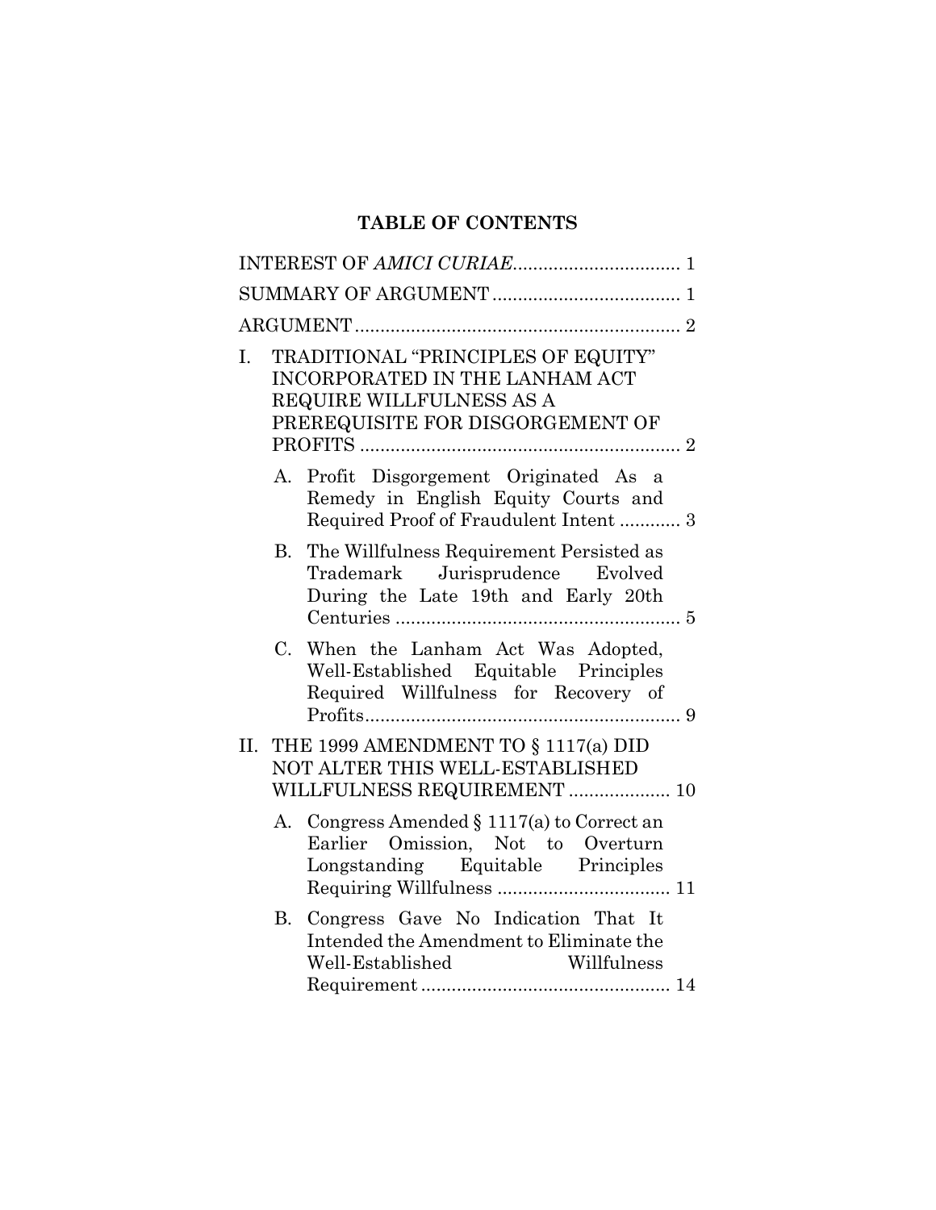## TABLE OF CONTENTS

INTEREST OF *AMICI CURIAE* ................................. 1

SUMMARY OF ARGUMENT ..................................... 1

ARGUMENT ................................................................ 2

I. TRADITIONAL "PRINCIPLES OF EQUITY" INCORPORATED IN THE LANHAM ACT REQUIRE WILLFULNESS AS A PREREQUISITE FOR DISGORGEMENT OF PROFITS ............................................................... 2

   A. Profit Disgorgement Originated As a Remedy in English Equity Courts and Required Proof of Fraudulent Intent ............ 3

   B. The Willfulness Requirement Persisted as Trademark Jurisprudence Evolved During the Late 19th and Early 20th Centuries ........................................................ 5

   C. When the Lanham Act Was Adopted, Well-Established Equitable Principles Required Willfulness for Recovery of Profits.............................................................. 9

II. THE 1999 AMENDMENT TO § 1117(a) DID NOT ALTER THIS WELL-ESTABLISHED WILLFULNESS REQUIREMENT .................... 10

   A. Congress Amended § 1117(a) to Correct an Earlier Omission, Not to Overturn Longstanding Equitable Principles Requiring Willfulness .................................. 11

   B. Congress Gave No Indication That It Intended the Amendment to Eliminate the Well-Established Willfulness Requirement ................................................. 14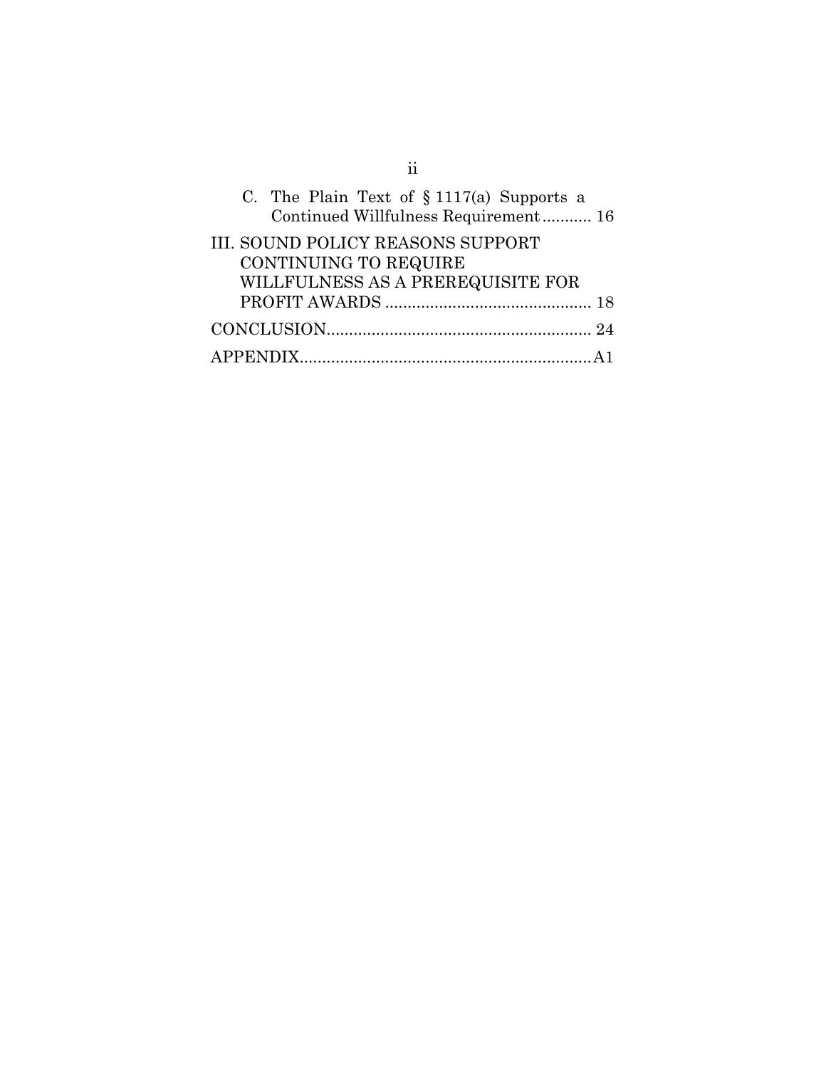C. The Plain Text of § 1117(a) Supports a Continued Willfulness Requirement........... 16

III. SOUND POLICY REASONS SUPPORT CONTINUING TO REQUIRE WILLFULNESS AS A PREREQUISITE FOR PROFIT AWARDS ............................................. 18

CONCLUSION.......................................................... 24

APPENDIX.................................................................A1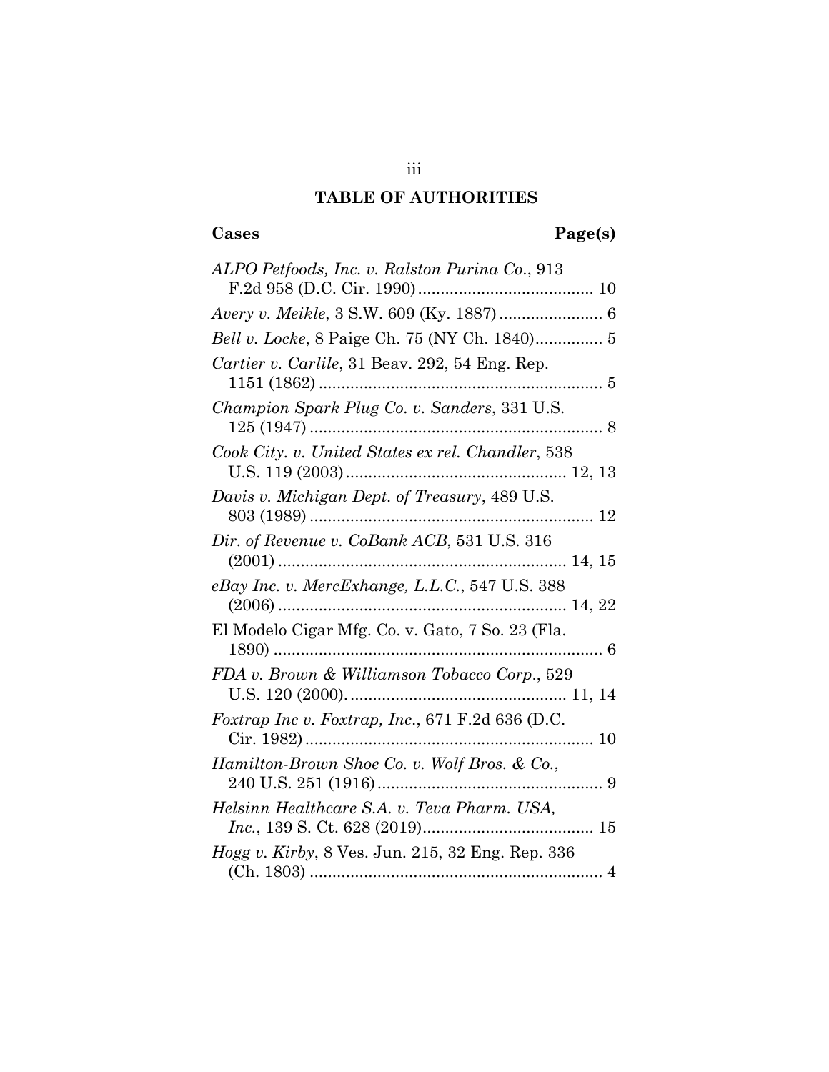## TABLE OF AUTHORITIES

**Cases** **Page(s)**

*ALPO Petfoods, Inc. v. Ralston Purina Co.*, 913 F.2d 958 (D.C. Cir. 1990)....................................... 10

*Avery v. Meikle*, 3 S.W. 609 (Ky. 1887)....................... 6

*Bell v. Locke*, 8 Paige Ch. 75 (NY Ch. 1840)............... 5

*Cartier v. Carlile*, 31 Beav. 292, 54 Eng. Rep. 1151 (1862)............................................................... 5

*Champion Spark Plug Co. v. Sanders*, 331 U.S. 125 (1947)................................................................. 8

*Cook City. v. United States ex rel. Chandler*, 538 U.S. 119 (2003)................................................. 12, 13

*Davis v. Michigan Dept. of Treasury*, 489 U.S. 803 (1989)............................................................... 12

*Dir. of Revenue v. CoBank ACB*, 531 U.S. 316 (2001)............................................................... 14, 15

*eBay Inc. v. MercExhange, L.L.C.*, 547 U.S. 388 (2006)............................................................... 14, 22

El Modelo Cigar Mfg. Co. v. Gato, 7 So. 23 (Fla. 1890)......................................................................... 6

*FDA v. Brown & Williamson Tobacco Corp.*, 529 U.S. 120 (2000)................................................ 11, 14

*Foxtrap Inc v. Foxtrap, Inc.*, 671 F.2d 636 (D.C. Cir. 1982)............................................................... 10

*Hamilton-Brown Shoe Co. v. Wolf Bros. & Co.*, 240 U.S. 251 (1916).................................................. 9

*Helsinn Healthcare S.A. v. Teva Pharm. USA, Inc.*, 139 S. Ct. 628 (2019)...................................... 15

*Hogg v. Kirby*, 8 Ves. Jun. 215, 32 Eng. Rep. 336 (Ch. 1803)................................................................. 4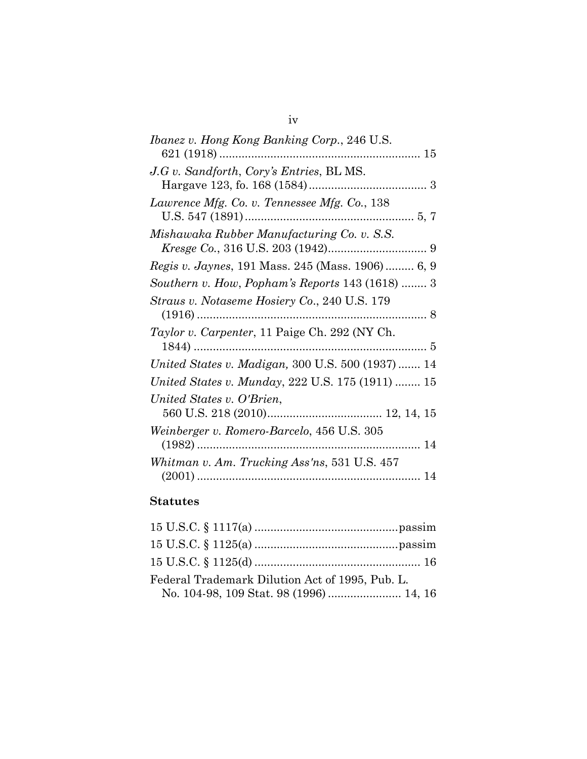*Ibanez v. Hong Kong Banking Corp.*, 246 U.S. 621 (1918) ............................................................... 15

*J.G v. Sandforth*, *Cory's Entries*, BL MS. Hargave 123, fo. 168 (1584) ..................................... 3

*Lawrence Mfg. Co. v. Tennessee Mfg. Co.*, 138 U.S. 547 (1891) ..................................................... 5, 7

*Mishawaka Rubber Manufacturing Co. v. S.S. Kresge Co.*, 316 U.S. 203 (1942)............................... 9

*Regis v. Jaynes*, 191 Mass. 245 (Mass. 1906) ......... 6, 9

*Southern v. How*, *Popham's Reports* 143 (1618) ........ 3

*Straus v. Notaseme Hosiery Co.*, 240 U.S. 179 (1916) ........................................................................ 8

*Taylor v. Carpenter*, 11 Paige Ch. 292 (NY Ch. 1844) ......................................................................... 5

*United States v. Madigan,* 300 U.S. 500 (1937) ....... 14

*United States v. Munday*, 222 U.S. 175 (1911) ........ 15

*United States v. O'Brien*, 560 U.S. 218 (2010)................................... 12, 14, 15

*Weinberger v. Romero-Barcelo*, 456 U.S. 305 (1982) ...................................................................... 14

*Whitman v. Am. Trucking Ass'ns*, 531 U.S. 457 (2001) ...................................................................... 14

**Statutes**

15 U.S.C. § 1117(a) ............................................passim

15 U.S.C. § 1125(a) ............................................passim

15 U.S.C. § 1125(d) ................................................... 16

Federal Trademark Dilution Act of 1995, Pub. L. No. 104-98, 109 Stat. 98 (1996) ....................... 14, 16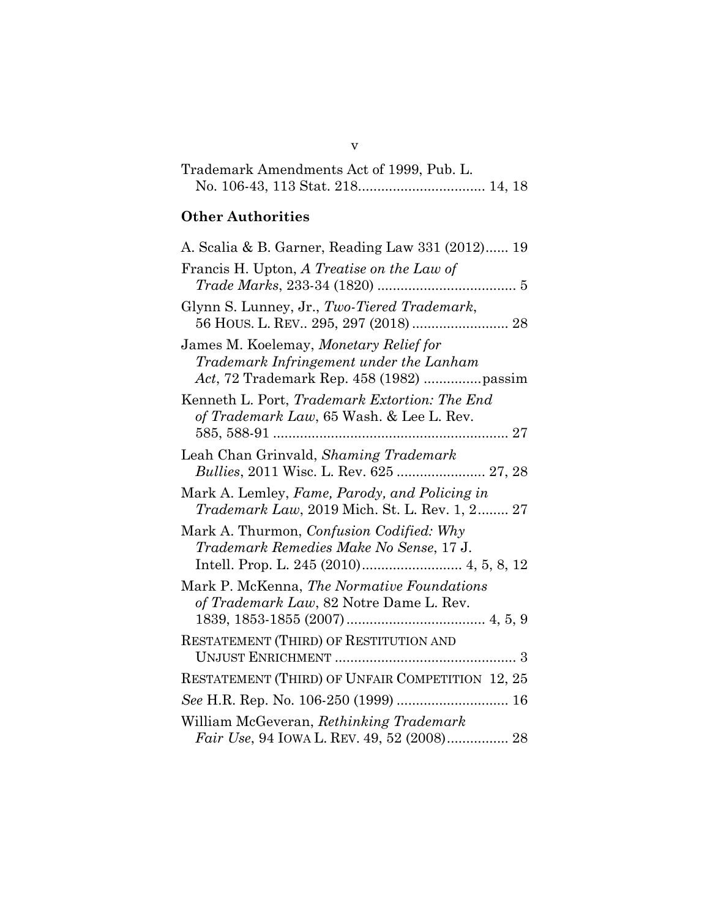Trademark Amendments Act of 1999, Pub. L. No. 106-43, 113 Stat. 218................................. 14, 18

**Other Authorities**

A. Scalia & B. Garner, Reading Law 331 (2012)...... 19

Francis H. Upton, *A Treatise on the Law of Trade Marks*, 233-34 (1820) .................................... 5

Glynn S. Lunney, Jr., *Two-Tiered Trademark*, 56 HOUS. L. REV.. 295, 297 (2018) ......................... 28

James M. Koelemay, *Monetary Relief for Trademark Infringement under the Lanham Act*, 72 Trademark Rep. 458 (1982) ...............passim

Kenneth L. Port, *Trademark Extortion: The End of Trademark Law*, 65 Wash. & Lee L. Rev. 585, 588-91 ............................................................. 27

Leah Chan Grinvald, *Shaming Trademark Bullies*, 2011 Wisc. L. Rev. 625 ....................... 27, 28

Mark A. Lemley, *Fame, Parody, and Policing in Trademark Law*, 2019 Mich. St. L. Rev. 1, 2........ 27

Mark A. Thurmon, *Confusion Codified: Why Trademark Remedies Make No Sense*, 17 J. Intell. Prop. L. 245 (2010).......................... 4, 5, 8, 12

Mark P. McKenna, *The Normative Foundations of Trademark Law*, 82 Notre Dame L. Rev. 1839, 1853-1855 (2007).................................... 4, 5, 9

RESTATEMENT (THIRD) OF RESTITUTION AND UNJUST ENRICHMENT ............................................... 3

RESTATEMENT (THIRD) OF UNFAIR COMPETITION 12, 25

*See* H.R. Rep. No. 106-250 (1999) ............................ 16

William McGeveran, *Rethinking Trademark Fair Use*, 94 IOWA L. REV. 49, 52 (2008)................ 28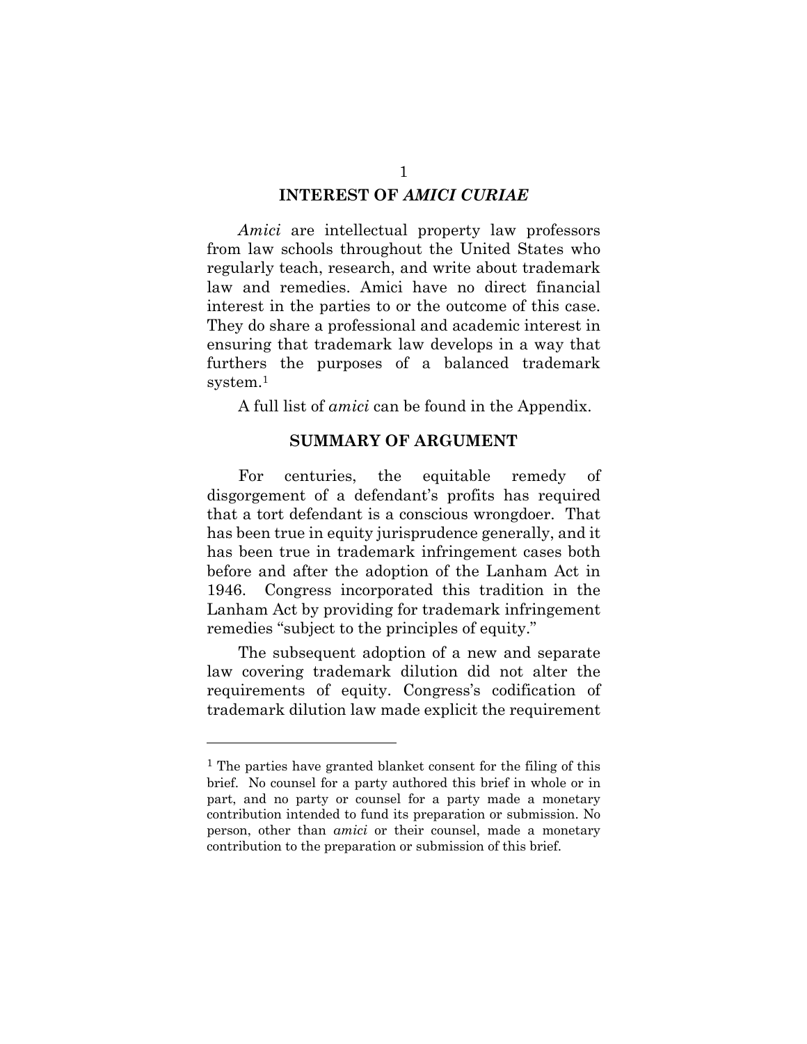## INTEREST OF *AMICI CURIAE*

*Amici* are intellectual property law professors from law schools throughout the United States who regularly teach, research, and write about trademark law and remedies. Amici have no direct financial interest in the parties to or the outcome of this case. They do share a professional and academic interest in ensuring that trademark law develops in a way that furthers the purposes of a balanced trademark system.[1]

A full list of *amici* can be found in the Appendix.

## SUMMARY OF ARGUMENT

For centuries, the equitable remedy of disgorgement of a defendant's profits has required that a tort defendant is a conscious wrongdoer. That has been true in equity jurisprudence generally, and it has been true in trademark infringement cases both before and after the adoption of the Lanham Act in 1946. Congress incorporated this tradition in the Lanham Act by providing for trademark infringement remedies "subject to the principles of equity."

The subsequent adoption of a new and separate law covering trademark dilution did not alter the requirements of equity. Congress's codification of trademark dilution law made explicit the requirement

---

[1] The parties have granted blanket consent for the filing of this brief. No counsel for a party authored this brief in whole or in part, and no party or counsel for a party made a monetary contribution intended to fund its preparation or submission. No person, other than *amici* or their counsel, made a monetary contribution to the preparation or submission of this brief.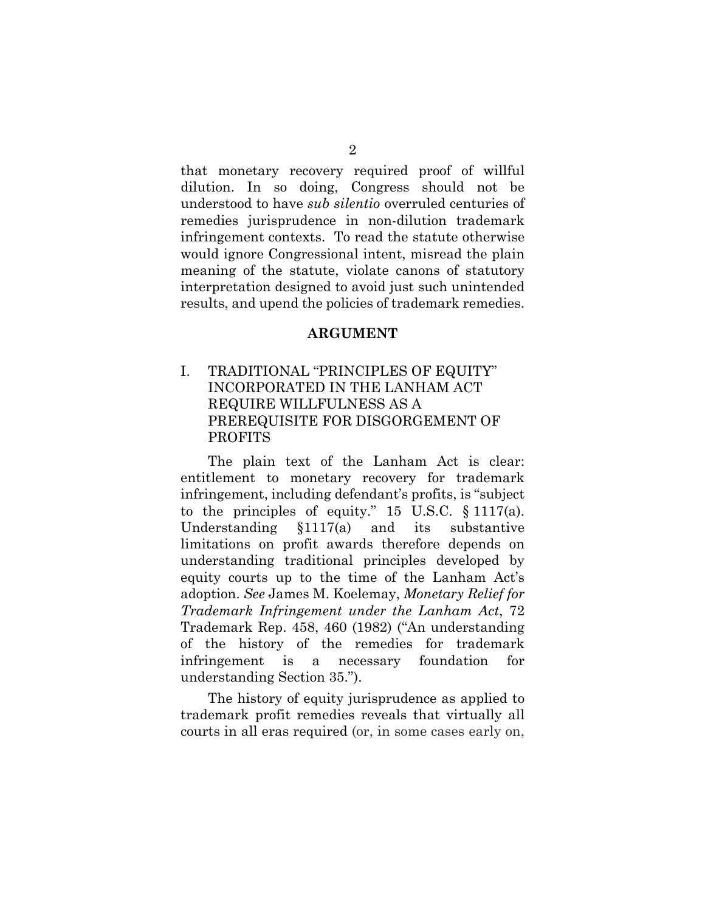that monetary recovery required proof of willful dilution. In so doing, Congress should not be understood to have *sub silentio* overruled centuries of remedies jurisprudence in non-dilution trademark infringement contexts. To read the statute otherwise would ignore Congressional intent, misread the plain meaning of the statute, violate canons of statutory interpretation designed to avoid just such unintended results, and upend the policies of trademark remedies.

## ARGUMENT

### I. TRADITIONAL "PRINCIPLES OF EQUITY" INCORPORATED IN THE LANHAM ACT REQUIRE WILLFULNESS AS A PREREQUISITE FOR DISGORGEMENT OF PROFITS

The plain text of the Lanham Act is clear: entitlement to monetary recovery for trademark infringement, including defendant's profits, is "subject to the principles of equity." 15 U.S.C. § 1117(a). Understanding §1117(a) and its substantive limitations on profit awards therefore depends on understanding traditional principles developed by equity courts up to the time of the Lanham Act's adoption. *See* James M. Koelemay, *Monetary Relief for Trademark Infringement under the Lanham Act*, 72 Trademark Rep. 458, 460 (1982) ("An understanding of the history of the remedies for trademark infringement is a necessary foundation for understanding Section 35.").

The history of equity jurisprudence as applied to trademark profit remedies reveals that virtually all courts in all eras required (or, in some cases early on,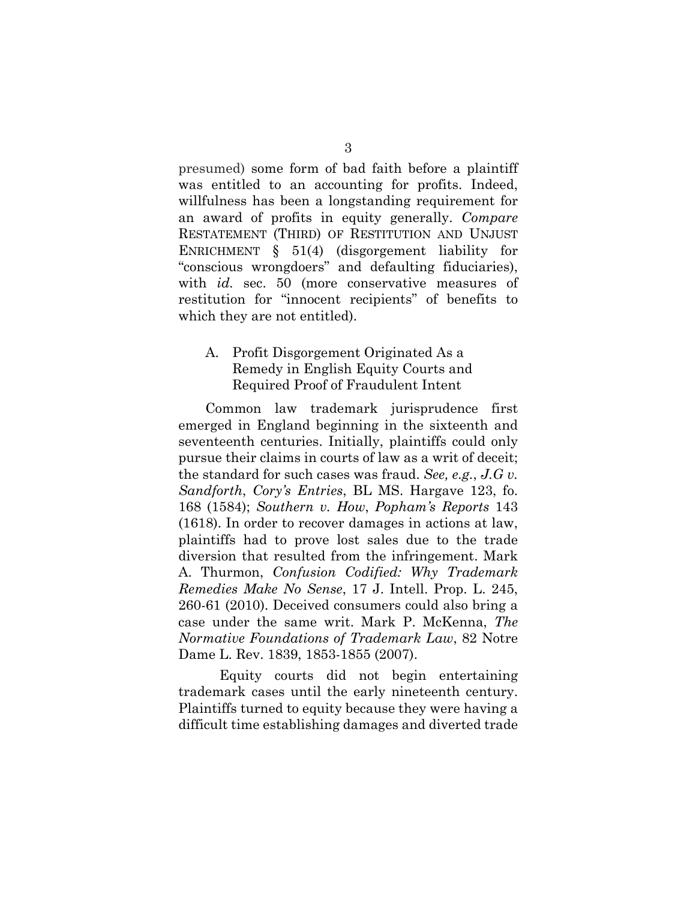presumed) some form of bad faith before a plaintiff was entitled to an accounting for profits. Indeed, willfulness has been a longstanding requirement for an award of profits in equity generally. *Compare* RESTATEMENT (THIRD) OF RESTITUTION AND UNJUST ENRICHMENT § 51(4) (disgorgement liability for "conscious wrongdoers" and defaulting fiduciaries), with *id.* sec. 50 (more conservative measures of restitution for "innocent recipients" of benefits to which they are not entitled).

### A. Profit Disgorgement Originated As a Remedy in English Equity Courts and Required Proof of Fraudulent Intent

Common law trademark jurisprudence first emerged in England beginning in the sixteenth and seventeenth centuries. Initially, plaintiffs could only pursue their claims in courts of law as a writ of deceit; the standard for such cases was fraud. *See, e.g.*, *J.G v. Sandforth*, *Cory's Entries*, BL MS. Hargave 123, fo. 168 (1584); *Southern v. How*, *Popham's Reports* 143 (1618). In order to recover damages in actions at law, plaintiffs had to prove lost sales due to the trade diversion that resulted from the infringement. Mark A. Thurmon, *Confusion Codified: Why Trademark Remedies Make No Sense*, 17 J. Intell. Prop. L. 245, 260-61 (2010). Deceived consumers could also bring a case under the same writ. Mark P. McKenna, *The Normative Foundations of Trademark Law*, 82 Notre Dame L. Rev. 1839, 1853-1855 (2007).

Equity courts did not begin entertaining trademark cases until the early nineteenth century. Plaintiffs turned to equity because they were having a difficult time establishing damages and diverted trade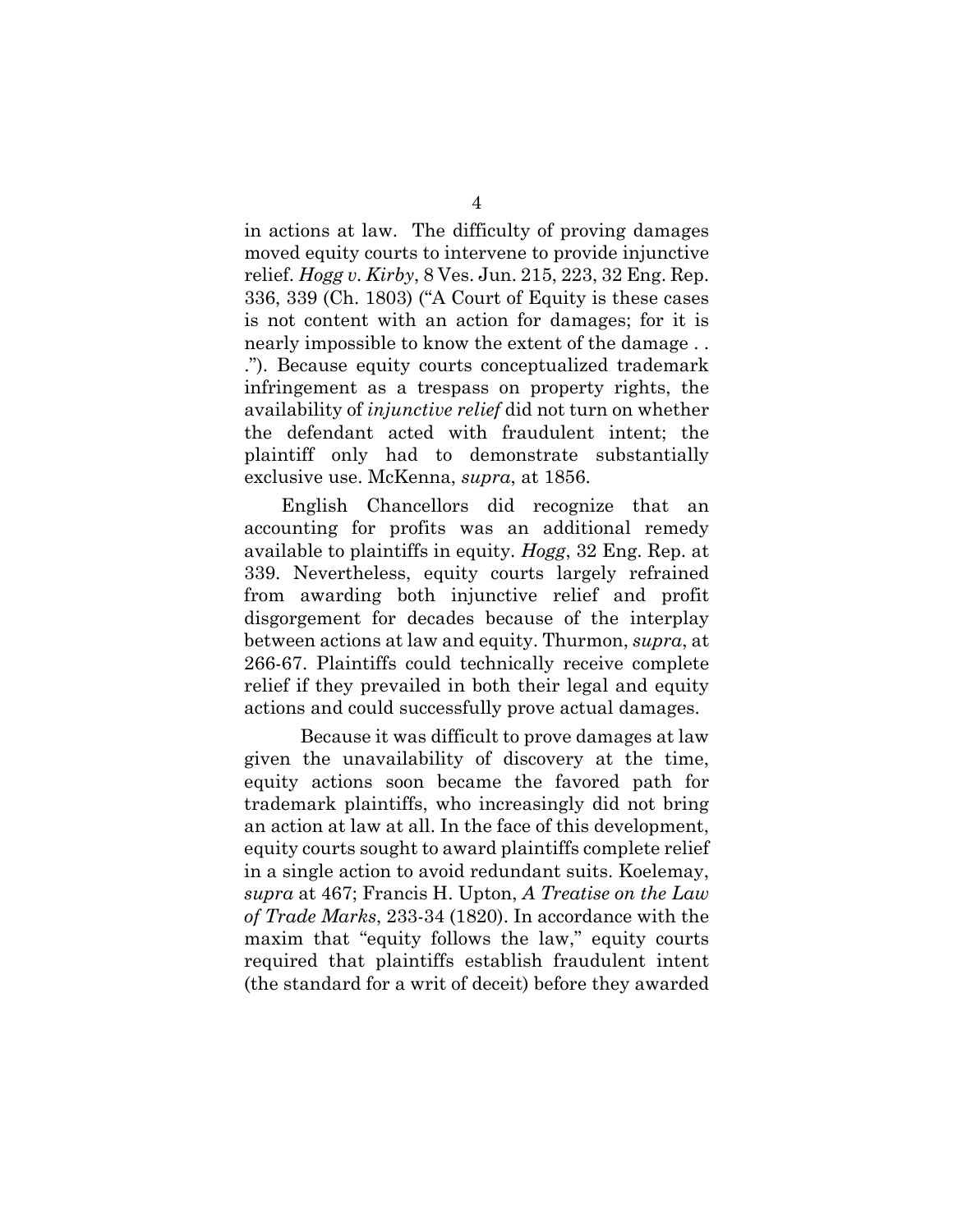in actions at law. The difficulty of proving damages moved equity courts to intervene to provide injunctive relief. *Hogg v. Kirby*, 8 Ves. Jun. 215, 223, 32 Eng. Rep. 336, 339 (Ch. 1803) ("A Court of Equity is these cases is not content with an action for damages; for it is nearly impossible to know the extent of the damage . . ."). Because equity courts conceptualized trademark infringement as a trespass on property rights, the availability of *injunctive relief* did not turn on whether the defendant acted with fraudulent intent; the plaintiff only had to demonstrate substantially exclusive use. McKenna, *supra*, at 1856.

English Chancellors did recognize that an accounting for profits was an additional remedy available to plaintiffs in equity. *Hogg*, 32 Eng. Rep. at 339. Nevertheless, equity courts largely refrained from awarding both injunctive relief and profit disgorgement for decades because of the interplay between actions at law and equity. Thurmon, *supra*, at 266-67. Plaintiffs could technically receive complete relief if they prevailed in both their legal and equity actions and could successfully prove actual damages.

Because it was difficult to prove damages at law given the unavailability of discovery at the time, equity actions soon became the favored path for trademark plaintiffs, who increasingly did not bring an action at law at all. In the face of this development, equity courts sought to award plaintiffs complete relief in a single action to avoid redundant suits. Koelemay, *supra* at 467; Francis H. Upton, *A Treatise on the Law of Trade Marks*, 233-34 (1820). In accordance with the maxim that "equity follows the law," equity courts required that plaintiffs establish fraudulent intent (the standard for a writ of deceit) before they awarded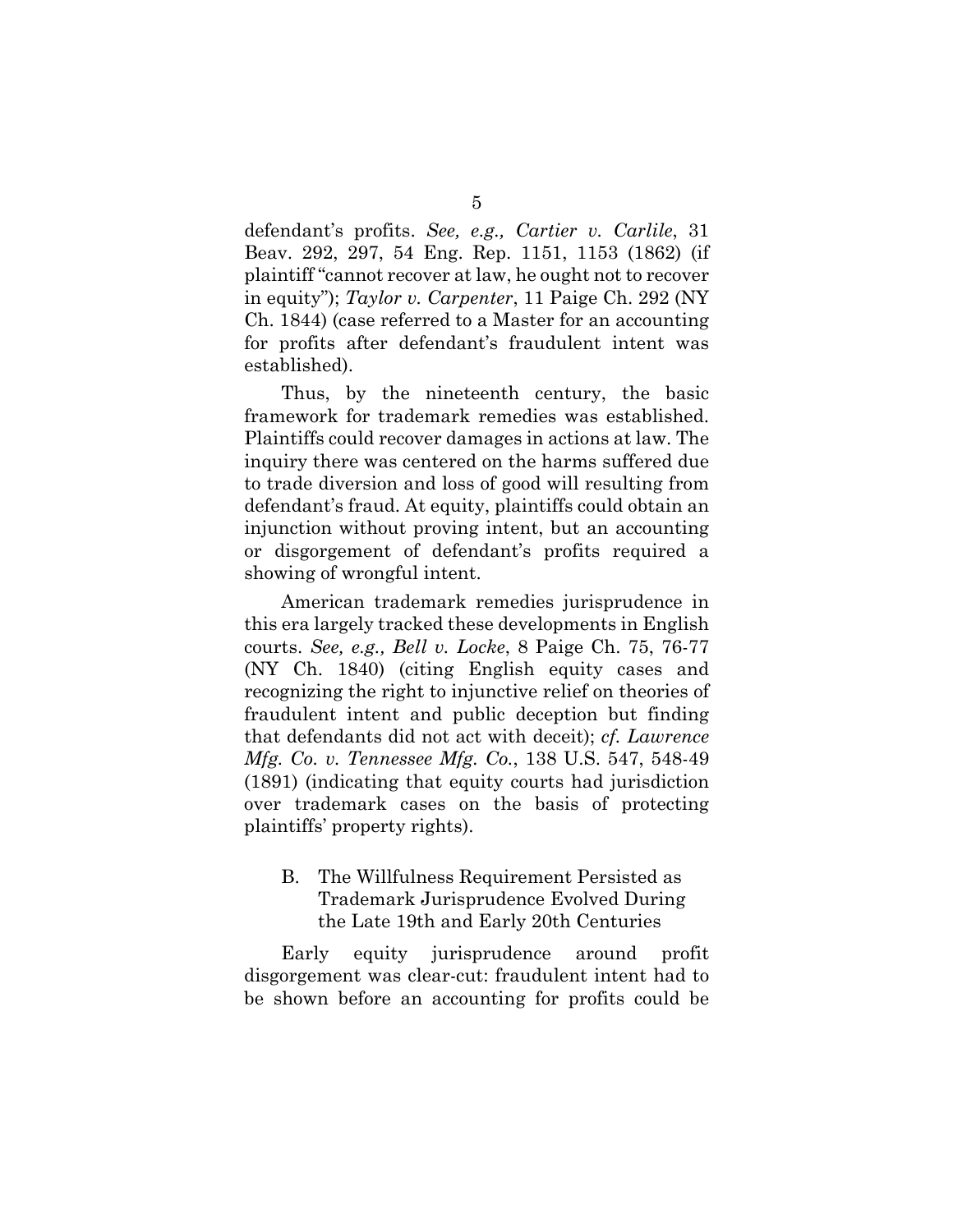defendant's profits. *See, e.g., Cartier v. Carlile*, 31 Beav. 292, 297, 54 Eng. Rep. 1151, 1153 (1862) (if plaintiff "cannot recover at law, he ought not to recover in equity"); *Taylor v. Carpenter*, 11 Paige Ch. 292 (NY Ch. 1844) (case referred to a Master for an accounting for profits after defendant's fraudulent intent was established).

Thus, by the nineteenth century, the basic framework for trademark remedies was established. Plaintiffs could recover damages in actions at law. The inquiry there was centered on the harms suffered due to trade diversion and loss of good will resulting from defendant's fraud. At equity, plaintiffs could obtain an injunction without proving intent, but an accounting or disgorgement of defendant's profits required a showing of wrongful intent.

American trademark remedies jurisprudence in this era largely tracked these developments in English courts. *See, e.g., Bell v. Locke*, 8 Paige Ch. 75, 76-77 (NY Ch. 1840) (citing English equity cases and recognizing the right to injunctive relief on theories of fraudulent intent and public deception but finding that defendants did not act with deceit); *cf. Lawrence Mfg. Co. v. Tennessee Mfg. Co.*, 138 U.S. 547, 548-49 (1891) (indicating that equity courts had jurisdiction over trademark cases on the basis of protecting plaintiffs' property rights).

### B. The Willfulness Requirement Persisted as Trademark Jurisprudence Evolved During the Late 19th and Early 20th Centuries

Early equity jurisprudence around profit disgorgement was clear-cut: fraudulent intent had to be shown before an accounting for profits could be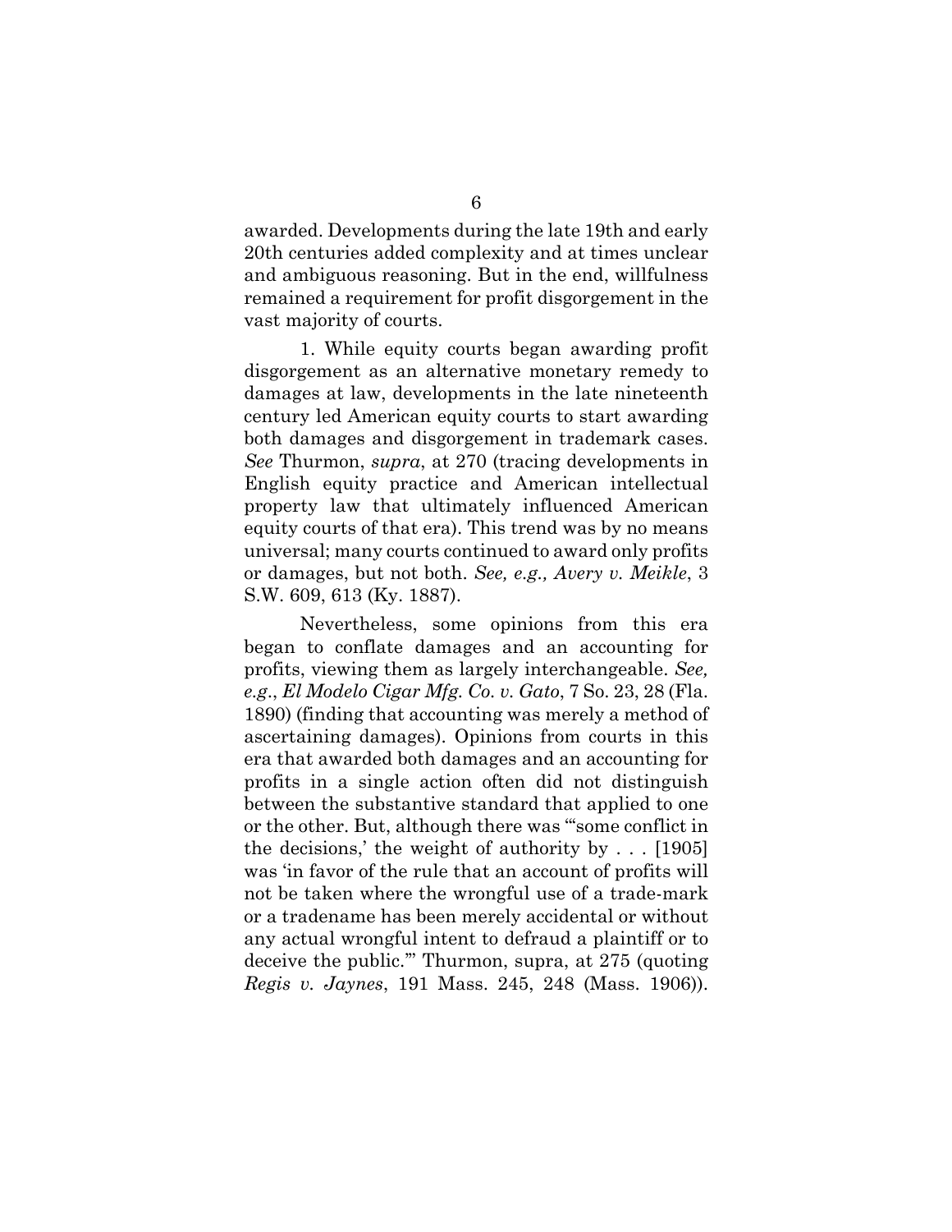awarded. Developments during the late 19th and early 20th centuries added complexity and at times unclear and ambiguous reasoning. But in the end, willfulness remained a requirement for profit disgorgement in the vast majority of courts.

1. While equity courts began awarding profit disgorgement as an alternative monetary remedy to damages at law, developments in the late nineteenth century led American equity courts to start awarding both damages and disgorgement in trademark cases. *See* Thurmon, *supra*, at 270 (tracing developments in English equity practice and American intellectual property law that ultimately influenced American equity courts of that era). This trend was by no means universal; many courts continued to award only profits or damages, but not both. *See, e.g., Avery v. Meikle*, 3 S.W. 609, 613 (Ky. 1887).

Nevertheless, some opinions from this era began to conflate damages and an accounting for profits, viewing them as largely interchangeable. *See, e.g.*, *El Modelo Cigar Mfg. Co. v. Gato*, 7 So. 23, 28 (Fla. 1890) (finding that accounting was merely a method of ascertaining damages). Opinions from courts in this era that awarded both damages and an accounting for profits in a single action often did not distinguish between the substantive standard that applied to one or the other. But, although there was "'some conflict in the decisions,' the weight of authority by . . . [1905] was 'in favor of the rule that an account of profits will not be taken where the wrongful use of a trade-mark or a tradename has been merely accidental or without any actual wrongful intent to defraud a plaintiff or to deceive the public.'" Thurmon, supra, at 275 (quoting *Regis v. Jaynes*, 191 Mass. 245, 248 (Mass. 1906)).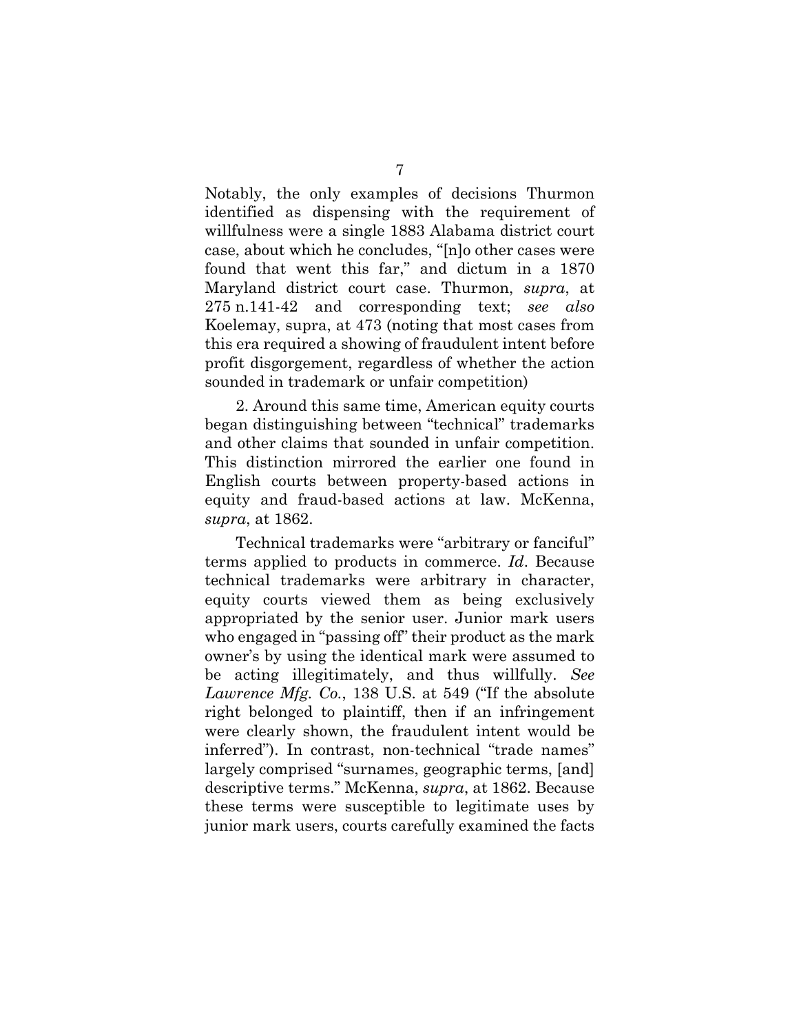Notably, the only examples of decisions Thurmon identified as dispensing with the requirement of willfulness were a single 1883 Alabama district court case, about which he concludes, "[n]o other cases were found that went this far," and dictum in a 1870 Maryland district court case. Thurmon, *supra*, at 275 n.141-42 and corresponding text; *see also* Koelemay, supra, at 473 (noting that most cases from this era required a showing of fraudulent intent before profit disgorgement, regardless of whether the action sounded in trademark or unfair competition)

2. Around this same time, American equity courts began distinguishing between "technical" trademarks and other claims that sounded in unfair competition. This distinction mirrored the earlier one found in English courts between property-based actions in equity and fraud-based actions at law. McKenna, *supra*, at 1862.

Technical trademarks were "arbitrary or fanciful" terms applied to products in commerce. *Id*. Because technical trademarks were arbitrary in character, equity courts viewed them as being exclusively appropriated by the senior user. Junior mark users who engaged in "passing off" their product as the mark owner's by using the identical mark were assumed to be acting illegitimately, and thus willfully. *See Lawrence Mfg. Co.*, 138 U.S. at 549 ("If the absolute right belonged to plaintiff, then if an infringement were clearly shown, the fraudulent intent would be inferred"). In contrast, non-technical "trade names" largely comprised "surnames, geographic terms, [and] descriptive terms." McKenna, *supra*, at 1862. Because these terms were susceptible to legitimate uses by junior mark users, courts carefully examined the facts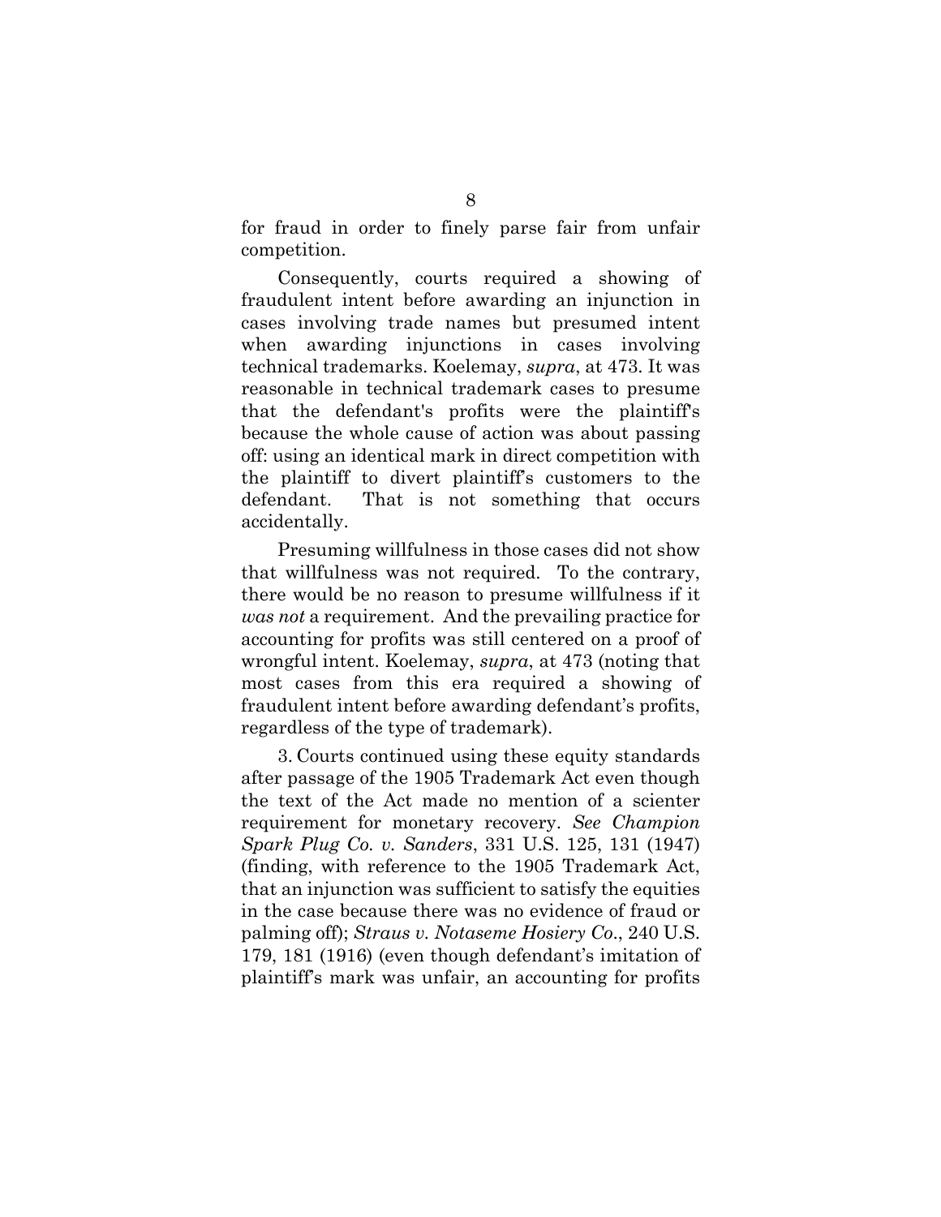for fraud in order to finely parse fair from unfair competition.

Consequently, courts required a showing of fraudulent intent before awarding an injunction in cases involving trade names but presumed intent when awarding injunctions in cases involving technical trademarks. Koelemay, *supra*, at 473. It was reasonable in technical trademark cases to presume that the defendant's profits were the plaintiff's because the whole cause of action was about passing off: using an identical mark in direct competition with the plaintiff to divert plaintiff's customers to the defendant. That is not something that occurs accidentally.

Presuming willfulness in those cases did not show that willfulness was not required. To the contrary, there would be no reason to presume willfulness if it *was not* a requirement. And the prevailing practice for accounting for profits was still centered on a proof of wrongful intent. Koelemay, *supra*, at 473 (noting that most cases from this era required a showing of fraudulent intent before awarding defendant's profits, regardless of the type of trademark).

3. Courts continued using these equity standards after passage of the 1905 Trademark Act even though the text of the Act made no mention of a scienter requirement for monetary recovery. *See Champion Spark Plug Co. v. Sanders*, 331 U.S. 125, 131 (1947) (finding, with reference to the 1905 Trademark Act, that an injunction was sufficient to satisfy the equities in the case because there was no evidence of fraud or palming off); *Straus v. Notaseme Hosiery Co.*, 240 U.S. 179, 181 (1916) (even though defendant's imitation of plaintiff's mark was unfair, an accounting for profits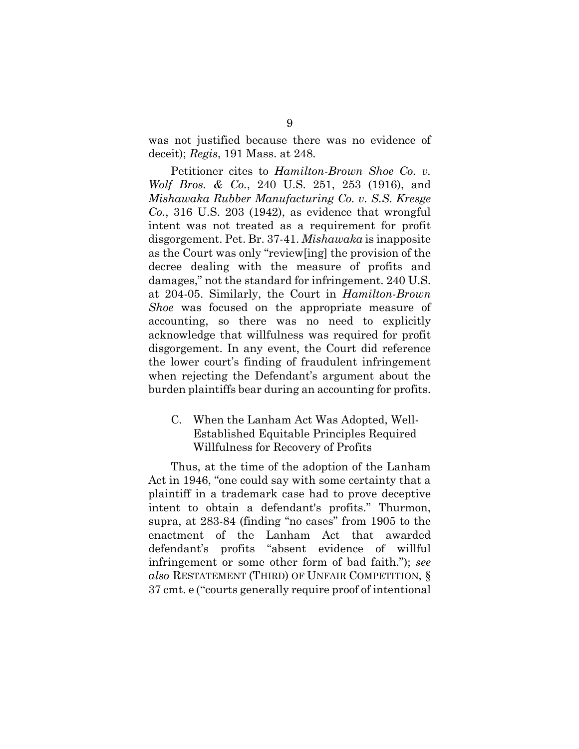was not justified because there was no evidence of deceit); *Regis*, 191 Mass. at 248.

Petitioner cites to *Hamilton-Brown Shoe Co. v. Wolf Bros. & Co.*, 240 U.S. 251, 253 (1916), and *Mishawaka Rubber Manufacturing Co. v. S.S. Kresge Co.*, 316 U.S. 203 (1942), as evidence that wrongful intent was not treated as a requirement for profit disgorgement. Pet. Br. 37-41. *Mishawaka* is inapposite as the Court was only "review[ing] the provision of the decree dealing with the measure of profits and damages," not the standard for infringement. 240 U.S. at 204-05. Similarly, the Court in *Hamilton-Brown Shoe* was focused on the appropriate measure of accounting, so there was no need to explicitly acknowledge that willfulness was required for profit disgorgement. In any event, the Court did reference the lower court's finding of fraudulent infringement when rejecting the Defendant's argument about the burden plaintiffs bear during an accounting for profits.

### C. When the Lanham Act Was Adopted, Well-Established Equitable Principles Required Willfulness for Recovery of Profits

Thus, at the time of the adoption of the Lanham Act in 1946, "one could say with some certainty that a plaintiff in a trademark case had to prove deceptive intent to obtain a defendant's profits." Thurmon, supra, at 283-84 (finding "no cases" from 1905 to the enactment of the Lanham Act that awarded defendant's profits "absent evidence of willful infringement or some other form of bad faith."); *see also* RESTATEMENT (THIRD) OF UNFAIR COMPETITION, § 37 cmt. e ("courts generally require proof of intentional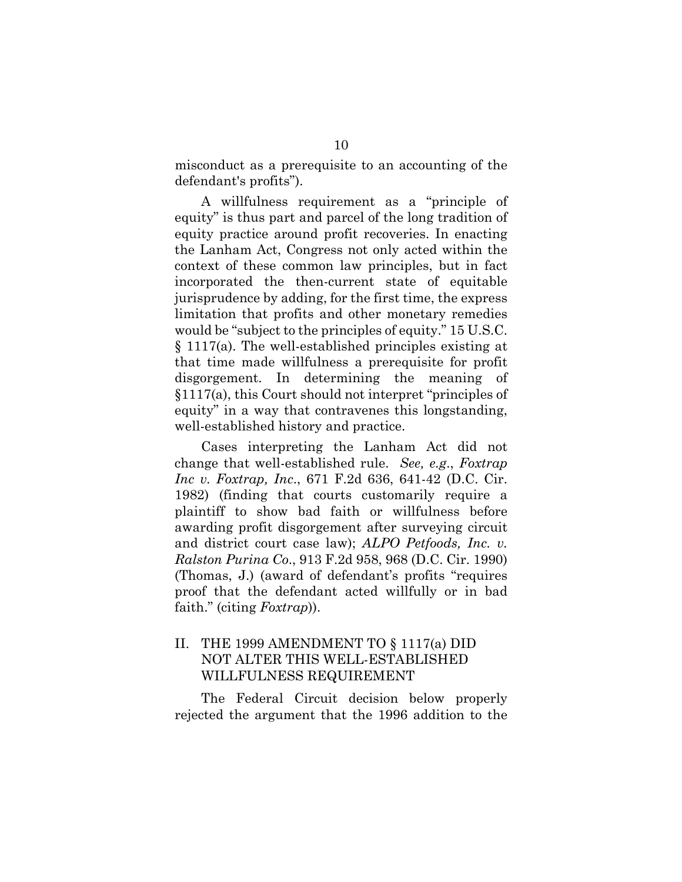misconduct as a prerequisite to an accounting of the defendant's profits").

A willfulness requirement as a "principle of equity" is thus part and parcel of the long tradition of equity practice around profit recoveries. In enacting the Lanham Act, Congress not only acted within the context of these common law principles, but in fact incorporated the then-current state of equitable jurisprudence by adding, for the first time, the express limitation that profits and other monetary remedies would be "subject to the principles of equity." 15 U.S.C. § 1117(a). The well-established principles existing at that time made willfulness a prerequisite for profit disgorgement. In determining the meaning of §1117(a), this Court should not interpret "principles of equity" in a way that contravenes this longstanding, well-established history and practice.

Cases interpreting the Lanham Act did not change that well-established rule. *See, e.g.*, *Foxtrap Inc v. Foxtrap, Inc*., 671 F.2d 636, 641-42 (D.C. Cir. 1982) (finding that courts customarily require a plaintiff to show bad faith or willfulness before awarding profit disgorgement after surveying circuit and district court case law); *ALPO Petfoods, Inc. v. Ralston Purina Co*., 913 F.2d 958, 968 (D.C. Cir. 1990) (Thomas, J.) (award of defendant's profits "requires proof that the defendant acted willfully or in bad faith." (citing *Foxtrap*)).

## II. THE 1999 AMENDMENT TO § 1117(a) DID NOT ALTER THIS WELL-ESTABLISHED WILLFULNESS REQUIREMENT

The Federal Circuit decision below properly rejected the argument that the 1996 addition to the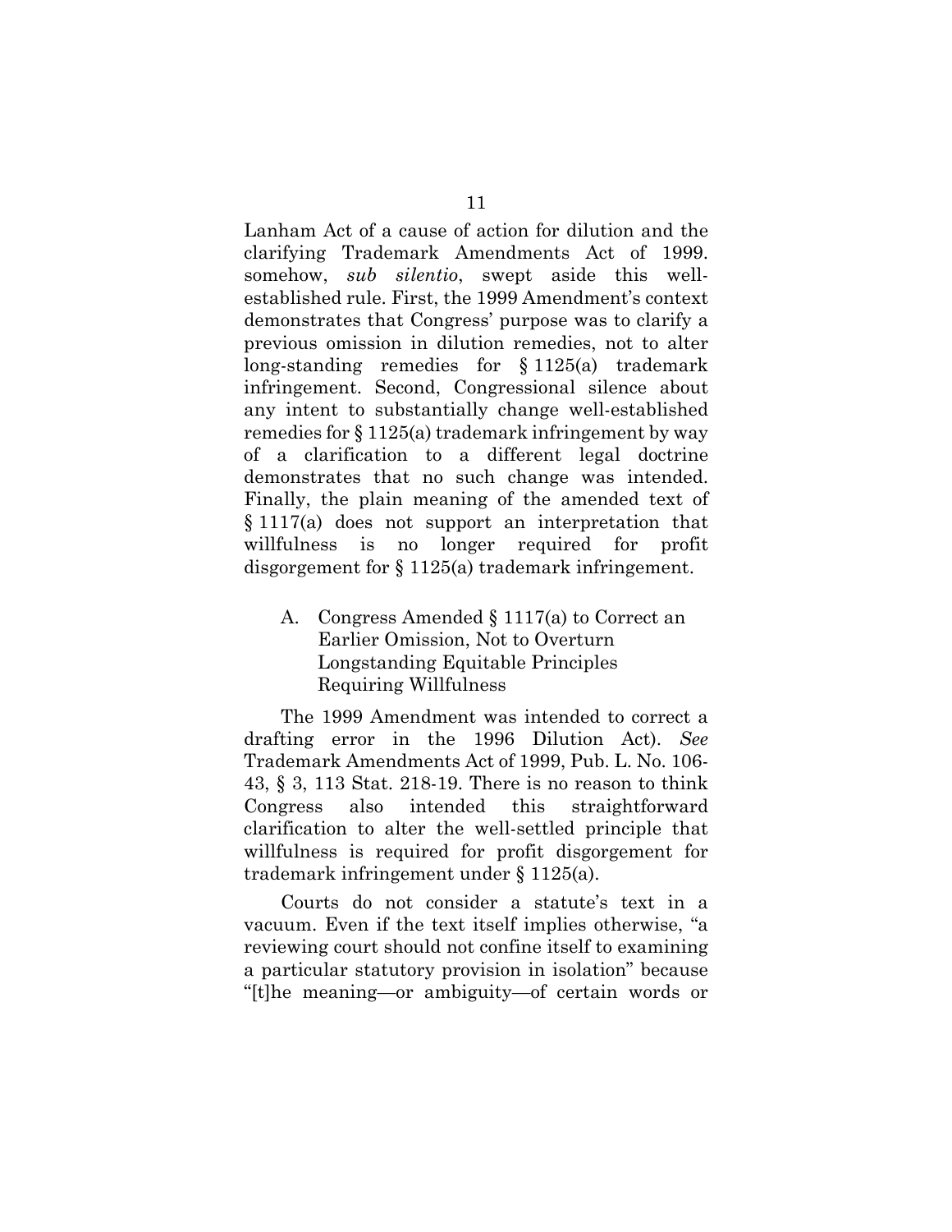Lanham Act of a cause of action for dilution and the clarifying Trademark Amendments Act of 1999. somehow, *sub silentio*, swept aside this well-established rule. First, the 1999 Amendment's context demonstrates that Congress' purpose was to clarify a previous omission in dilution remedies, not to alter long-standing remedies for § 1125(a) trademark infringement. Second, Congressional silence about any intent to substantially change well-established remedies for § 1125(a) trademark infringement by way of a clarification to a different legal doctrine demonstrates that no such change was intended. Finally, the plain meaning of the amended text of § 1117(a) does not support an interpretation that willfulness is no longer required for profit disgorgement for § 1125(a) trademark infringement.

### A. Congress Amended § 1117(a) to Correct an Earlier Omission, Not to Overturn Longstanding Equitable Principles Requiring Willfulness

The 1999 Amendment was intended to correct a drafting error in the 1996 Dilution Act). *See* Trademark Amendments Act of 1999, Pub. L. No. 106-43, § 3, 113 Stat. 218-19. There is no reason to think Congress also intended this straightforward clarification to alter the well-settled principle that willfulness is required for profit disgorgement for trademark infringement under § 1125(a).

Courts do not consider a statute's text in a vacuum. Even if the text itself implies otherwise, "a reviewing court should not confine itself to examining a particular statutory provision in isolation" because "[t]he meaning—or ambiguity—of certain words or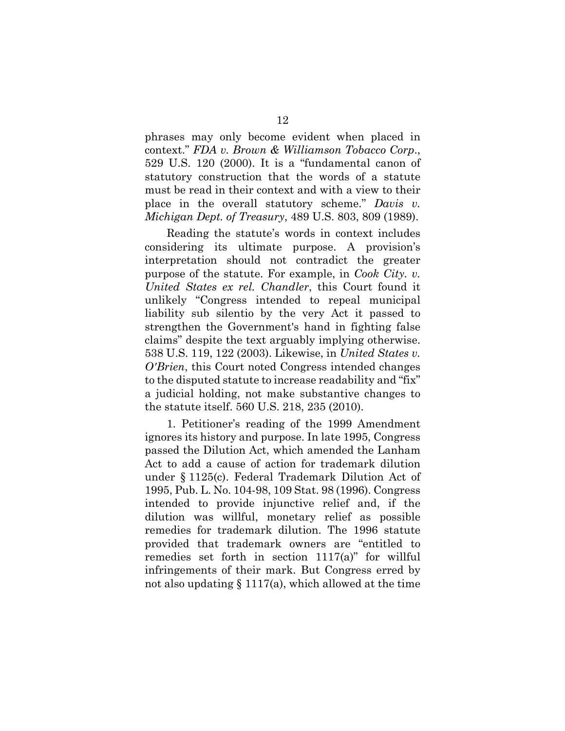phrases may only become evident when placed in context." *FDA v. Brown & Williamson Tobacco Corp.*, 529 U.S. 120 (2000). It is a "fundamental canon of statutory construction that the words of a statute must be read in their context and with a view to their place in the overall statutory scheme." *Davis v. Michigan Dept. of Treasury*, 489 U.S. 803, 809 (1989).

Reading the statute's words in context includes considering its ultimate purpose. A provision's interpretation should not contradict the greater purpose of the statute. For example, in *Cook Cty. v. United States ex rel. Chandler*, this Court found it unlikely "Congress intended to repeal municipal liability sub silentio by the very Act it passed to strengthen the Government's hand in fighting false claims" despite the text arguably implying otherwise. 538 U.S. 119, 122 (2003). Likewise, in *United States v. O'Brien*, this Court noted Congress intended changes to the disputed statute to increase readability and "fix" a judicial holding, not make substantive changes to the statute itself. 560 U.S. 218, 235 (2010).

1. Petitioner's reading of the 1999 Amendment ignores its history and purpose. In late 1995, Congress passed the Dilution Act, which amended the Lanham Act to add a cause of action for trademark dilution under § 1125(c). Federal Trademark Dilution Act of 1995, Pub. L. No. 104-98, 109 Stat. 98 (1996). Congress intended to provide injunctive relief and, if the dilution was willful, monetary relief as possible remedies for trademark dilution. The 1996 statute provided that trademark owners are "entitled to remedies set forth in section 1117(a)" for willful infringements of their mark. But Congress erred by not also updating § 1117(a), which allowed at the time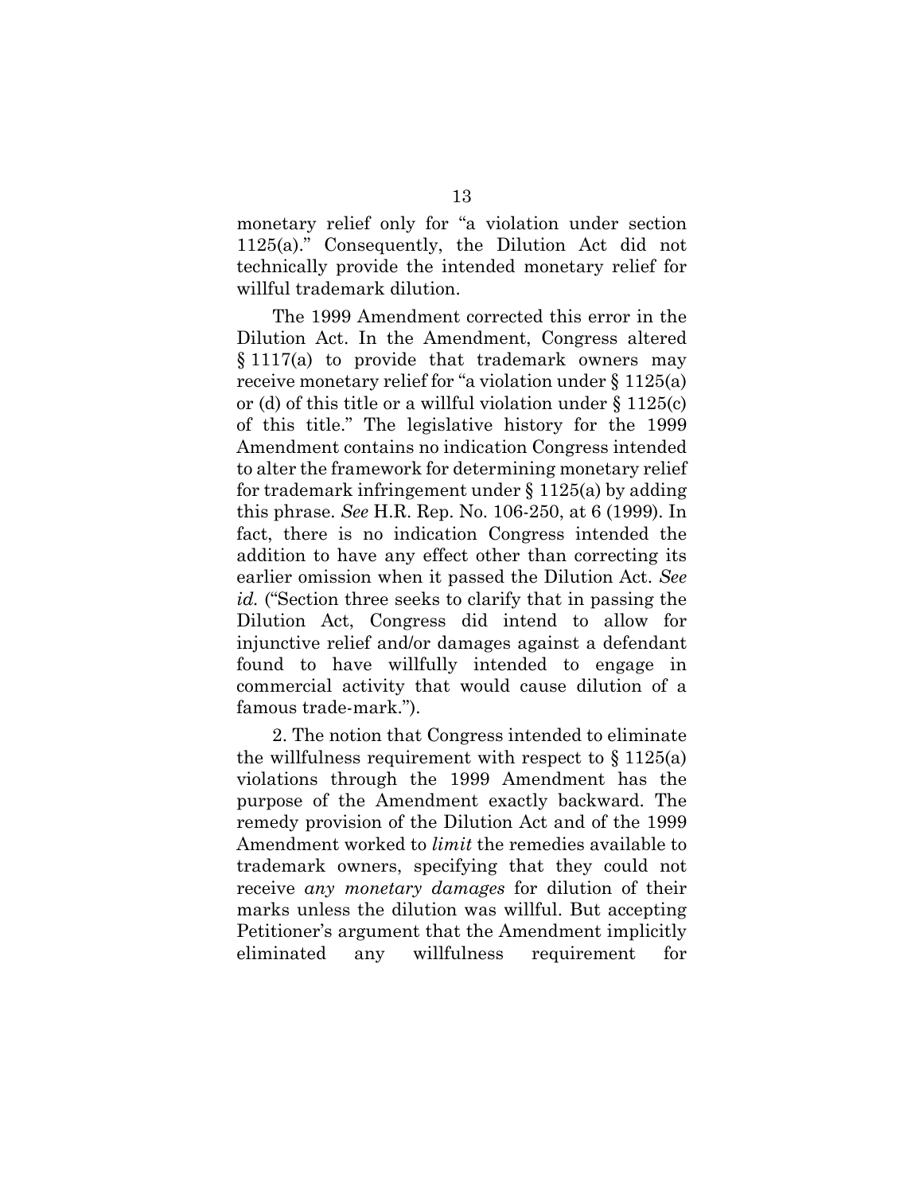monetary relief only for "a violation under section 1125(a)." Consequently, the Dilution Act did not technically provide the intended monetary relief for willful trademark dilution.

The 1999 Amendment corrected this error in the Dilution Act. In the Amendment, Congress altered § 1117(a) to provide that trademark owners may receive monetary relief for "a violation under § 1125(a) or (d) of this title or a willful violation under § 1125(c) of this title." The legislative history for the 1999 Amendment contains no indication Congress intended to alter the framework for determining monetary relief for trademark infringement under § 1125(a) by adding this phrase. *See* H.R. Rep. No. 106-250, at 6 (1999). In fact, there is no indication Congress intended the addition to have any effect other than correcting its earlier omission when it passed the Dilution Act. *See id.* ("Section three seeks to clarify that in passing the Dilution Act, Congress did intend to allow for injunctive relief and/or damages against a defendant found to have willfully intended to engage in commercial activity that would cause dilution of a famous trade-mark.").

2. The notion that Congress intended to eliminate the willfulness requirement with respect to § 1125(a) violations through the 1999 Amendment has the purpose of the Amendment exactly backward. The remedy provision of the Dilution Act and of the 1999 Amendment worked to *limit* the remedies available to trademark owners, specifying that they could not receive *any monetary damages* for dilution of their marks unless the dilution was willful. But accepting Petitioner's argument that the Amendment implicitly eliminated any willfulness requirement for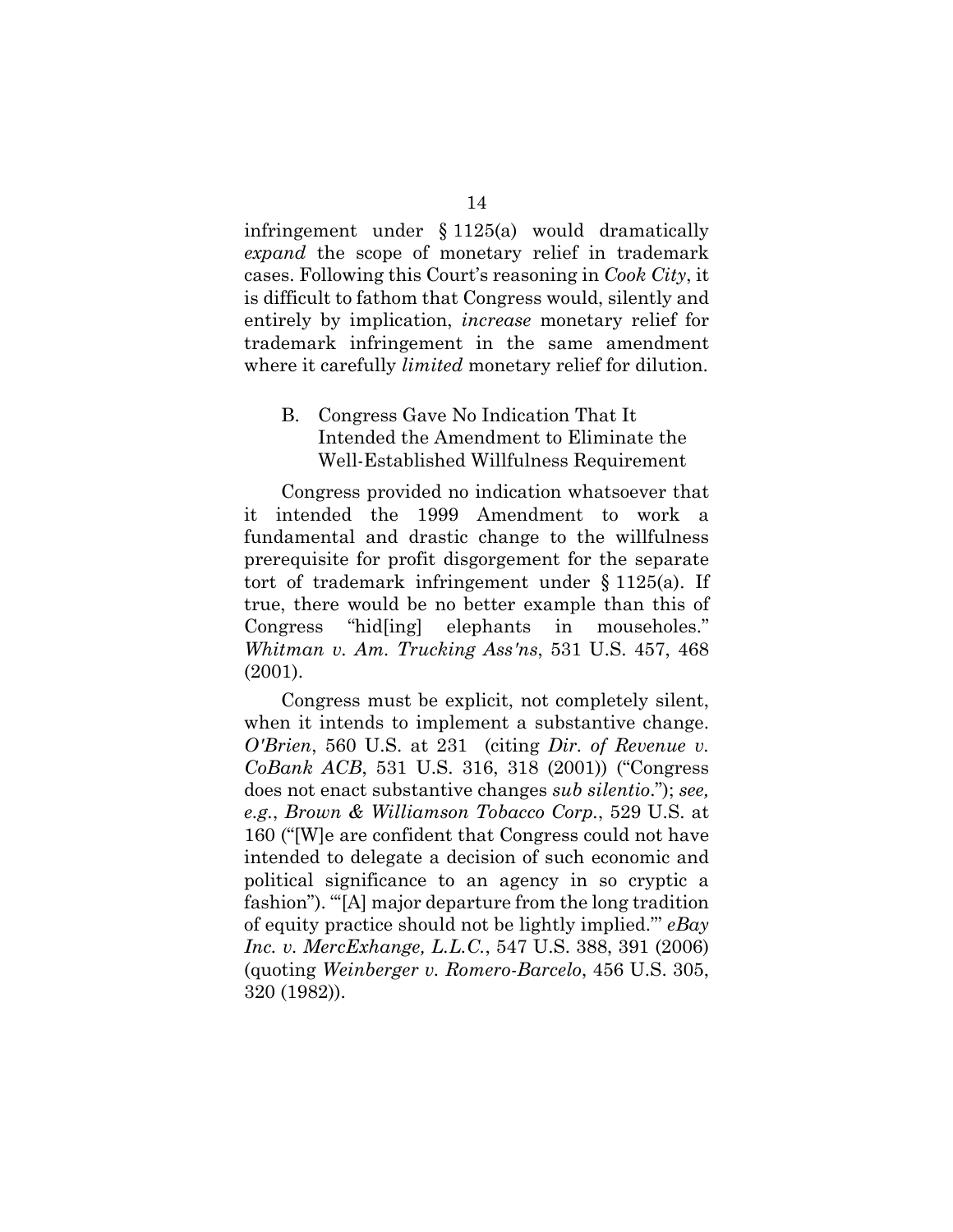infringement under § 1125(a) would dramatically *expand* the scope of monetary relief in trademark cases. Following this Court's reasoning in *Cook City*, it is difficult to fathom that Congress would, silently and entirely by implication, *increase* monetary relief for trademark infringement in the same amendment where it carefully *limited* monetary relief for dilution.

### B. Congress Gave No Indication That It Intended the Amendment to Eliminate the Well-Established Willfulness Requirement

Congress provided no indication whatsoever that it intended the 1999 Amendment to work a fundamental and drastic change to the willfulness prerequisite for profit disgorgement for the separate tort of trademark infringement under § 1125(a). If true, there would be no better example than this of Congress "hid[ing] elephants in mouseholes." *Whitman v. Am. Trucking Ass'ns*, 531 U.S. 457, 468 (2001).

Congress must be explicit, not completely silent, when it intends to implement a substantive change. *O'Brien*, 560 U.S. at 231 (citing *Dir. of Revenue v. CoBank ACB*, 531 U.S. 316, 318 (2001)) ("Congress does not enact substantive changes *sub silentio*."); *see, e.g.*, *Brown & Williamson Tobacco Corp.*, 529 U.S. at 160 ("[W]e are confident that Congress could not have intended to delegate a decision of such economic and political significance to an agency in so cryptic a fashion"). "'[A] major departure from the long tradition of equity practice should not be lightly implied.'" *eBay Inc. v. MercExhange, L.L.C.*, 547 U.S. 388, 391 (2006) (quoting *Weinberger v. Romero-Barcelo*, 456 U.S. 305, 320 (1982)).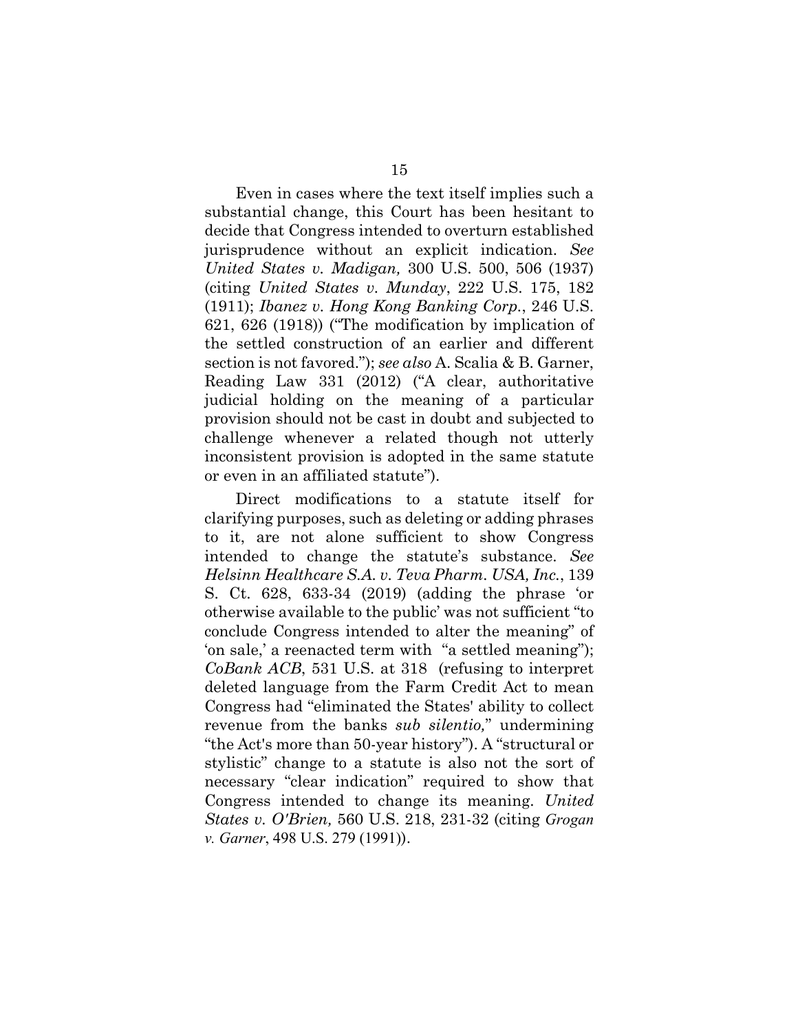Even in cases where the text itself implies such a substantial change, this Court has been hesitant to decide that Congress intended to overturn established jurisprudence without an explicit indication. *See United States v. Madigan,* 300 U.S. 500, 506 (1937) (citing *United States v. Munday*, 222 U.S. 175, 182 (1911); *Ibanez v. Hong Kong Banking Corp.*, 246 U.S. 621, 626 (1918)) ("The modification by implication of the settled construction of an earlier and different section is not favored."); *see also* A. Scalia & B. Garner, Reading Law 331 (2012) ("A clear, authoritative judicial holding on the meaning of a particular provision should not be cast in doubt and subjected to challenge whenever a related though not utterly inconsistent provision is adopted in the same statute or even in an affiliated statute").

Direct modifications to a statute itself for clarifying purposes, such as deleting or adding phrases to it, are not alone sufficient to show Congress intended to change the statute's substance. *See Helsinn Healthcare S.A. v. Teva Pharm. USA, Inc.*, 139 S. Ct. 628, 633-34 (2019) (adding the phrase 'or otherwise available to the public' was not sufficient "to conclude Congress intended to alter the meaning" of 'on sale,' a reenacted term with "a settled meaning"); *CoBank ACB*, 531 U.S. at 318 (refusing to interpret deleted language from the Farm Credit Act to mean Congress had "eliminated the States' ability to collect revenue from the banks *sub silentio,*" undermining "the Act's more than 50-year history"). A "structural or stylistic" change to a statute is also not the sort of necessary "clear indication" required to show that Congress intended to change its meaning. *United States v. O'Brien,* 560 U.S. 218, 231-32 (citing *Grogan v. Garner*, 498 U.S. 279 (1991)).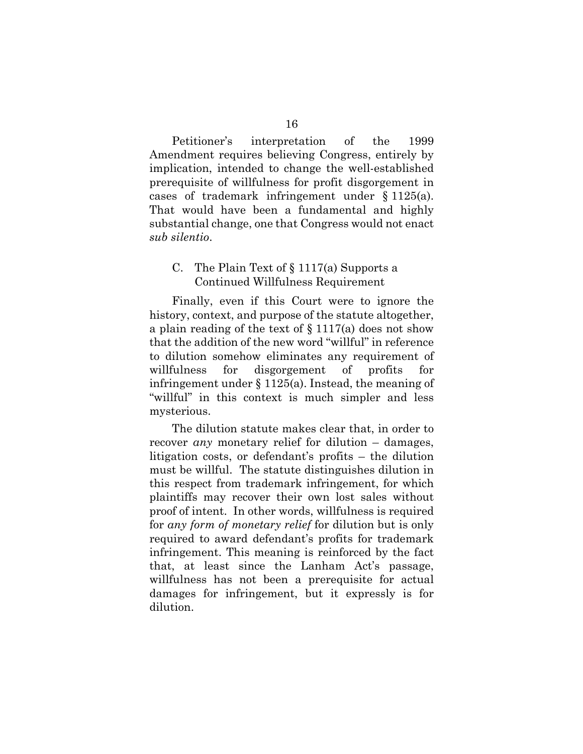Petitioner's interpretation of the 1999 Amendment requires believing Congress, entirely by implication, intended to change the well-established prerequisite of willfulness for profit disgorgement in cases of trademark infringement under § 1125(a). That would have been a fundamental and highly substantial change, one that Congress would not enact *sub silentio*.

### C. The Plain Text of § 1117(a) Supports a Continued Willfulness Requirement

Finally, even if this Court were to ignore the history, context, and purpose of the statute altogether, a plain reading of the text of § 1117(a) does not show that the addition of the new word "willful" in reference to dilution somehow eliminates any requirement of willfulness for disgorgement of profits for infringement under § 1125(a). Instead, the meaning of "willful" in this context is much simpler and less mysterious.

The dilution statute makes clear that, in order to recover *any* monetary relief for dilution – damages, litigation costs, or defendant's profits – the dilution must be willful. The statute distinguishes dilution in this respect from trademark infringement, for which plaintiffs may recover their own lost sales without proof of intent. In other words, willfulness is required for *any form of monetary relief* for dilution but is only required to award defendant's profits for trademark infringement. This meaning is reinforced by the fact that, at least since the Lanham Act's passage, willfulness has not been a prerequisite for actual damages for infringement, but it expressly is for dilution.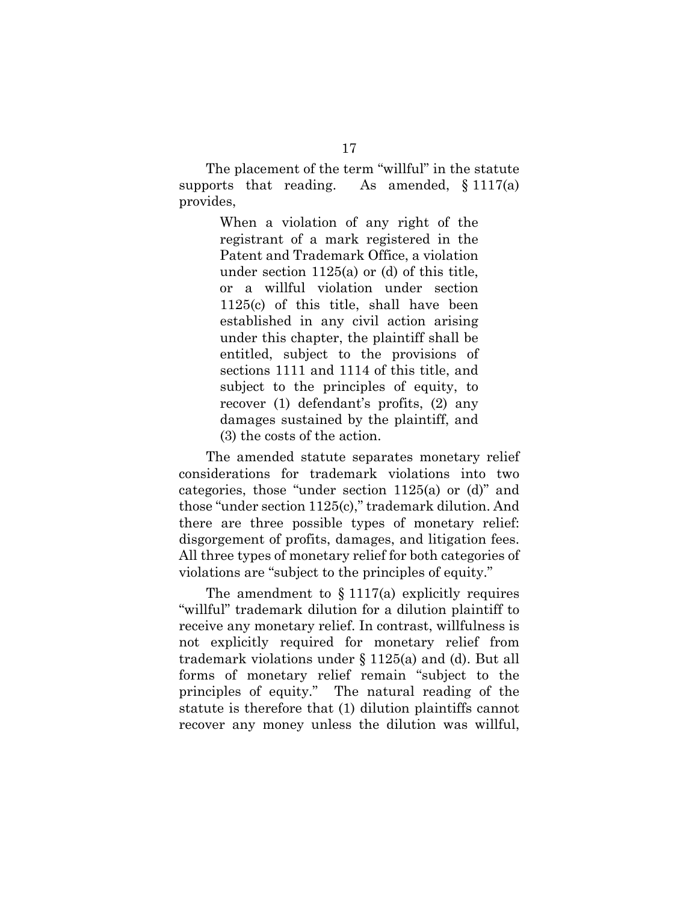The placement of the term "willful" in the statute supports that reading. As amended, § 1117(a) provides,

> When a violation of any right of the registrant of a mark registered in the Patent and Trademark Office, a violation under section 1125(a) or (d) of this title, or a willful violation under section 1125(c) of this title, shall have been established in any civil action arising under this chapter, the plaintiff shall be entitled, subject to the provisions of sections 1111 and 1114 of this title, and subject to the principles of equity, to recover (1) defendant's profits, (2) any damages sustained by the plaintiff, and (3) the costs of the action.

The amended statute separates monetary relief considerations for trademark violations into two categories, those "under section 1125(a) or (d)" and those "under section 1125(c)," trademark dilution. And there are three possible types of monetary relief: disgorgement of profits, damages, and litigation fees. All three types of monetary relief for both categories of violations are "subject to the principles of equity."

The amendment to § 1117(a) explicitly requires "willful" trademark dilution for a dilution plaintiff to receive any monetary relief. In contrast, willfulness is not explicitly required for monetary relief from trademark violations under § 1125(a) and (d). But all forms of monetary relief remain "subject to the principles of equity." The natural reading of the statute is therefore that (1) dilution plaintiffs cannot recover any money unless the dilution was willful,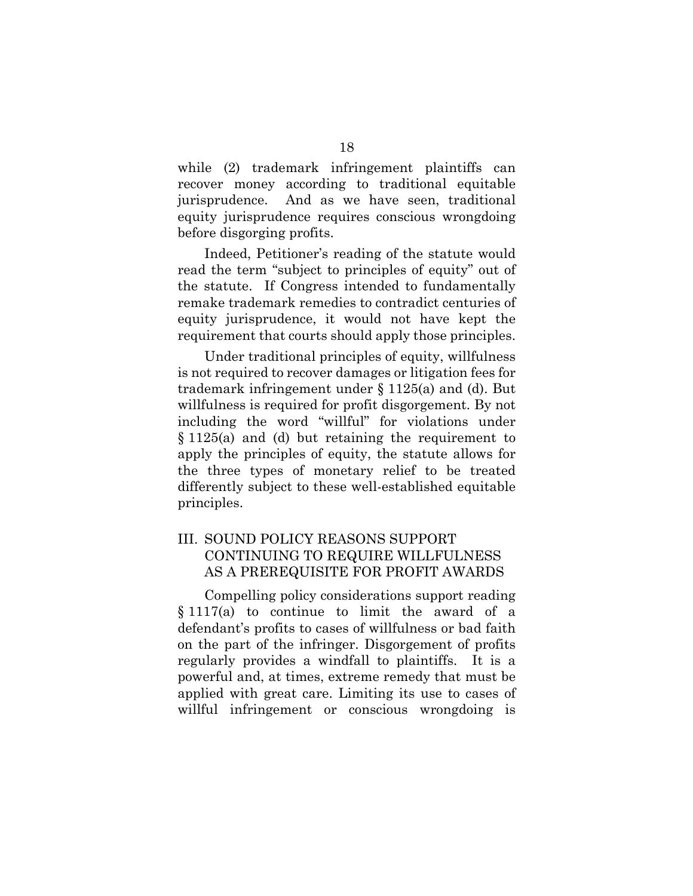while (2) trademark infringement plaintiffs can recover money according to traditional equitable jurisprudence. And as we have seen, traditional equity jurisprudence requires conscious wrongdoing before disgorging profits.

Indeed, Petitioner's reading of the statute would read the term "subject to principles of equity" out of the statute. If Congress intended to fundamentally remake trademark remedies to contradict centuries of equity jurisprudence, it would not have kept the requirement that courts should apply those principles.

Under traditional principles of equity, willfulness is not required to recover damages or litigation fees for trademark infringement under § 1125(a) and (d). But willfulness is required for profit disgorgement. By not including the word "willful" for violations under § 1125(a) and (d) but retaining the requirement to apply the principles of equity, the statute allows for the three types of monetary relief to be treated differently subject to these well-established equitable principles.

## III. SOUND POLICY REASONS SUPPORT CONTINUING TO REQUIRE WILLFULNESS AS A PREREQUISITE FOR PROFIT AWARDS

Compelling policy considerations support reading § 1117(a) to continue to limit the award of a defendant's profits to cases of willfulness or bad faith on the part of the infringer. Disgorgement of profits regularly provides a windfall to plaintiffs. It is a powerful and, at times, extreme remedy that must be applied with great care. Limiting its use to cases of willful infringement or conscious wrongdoing is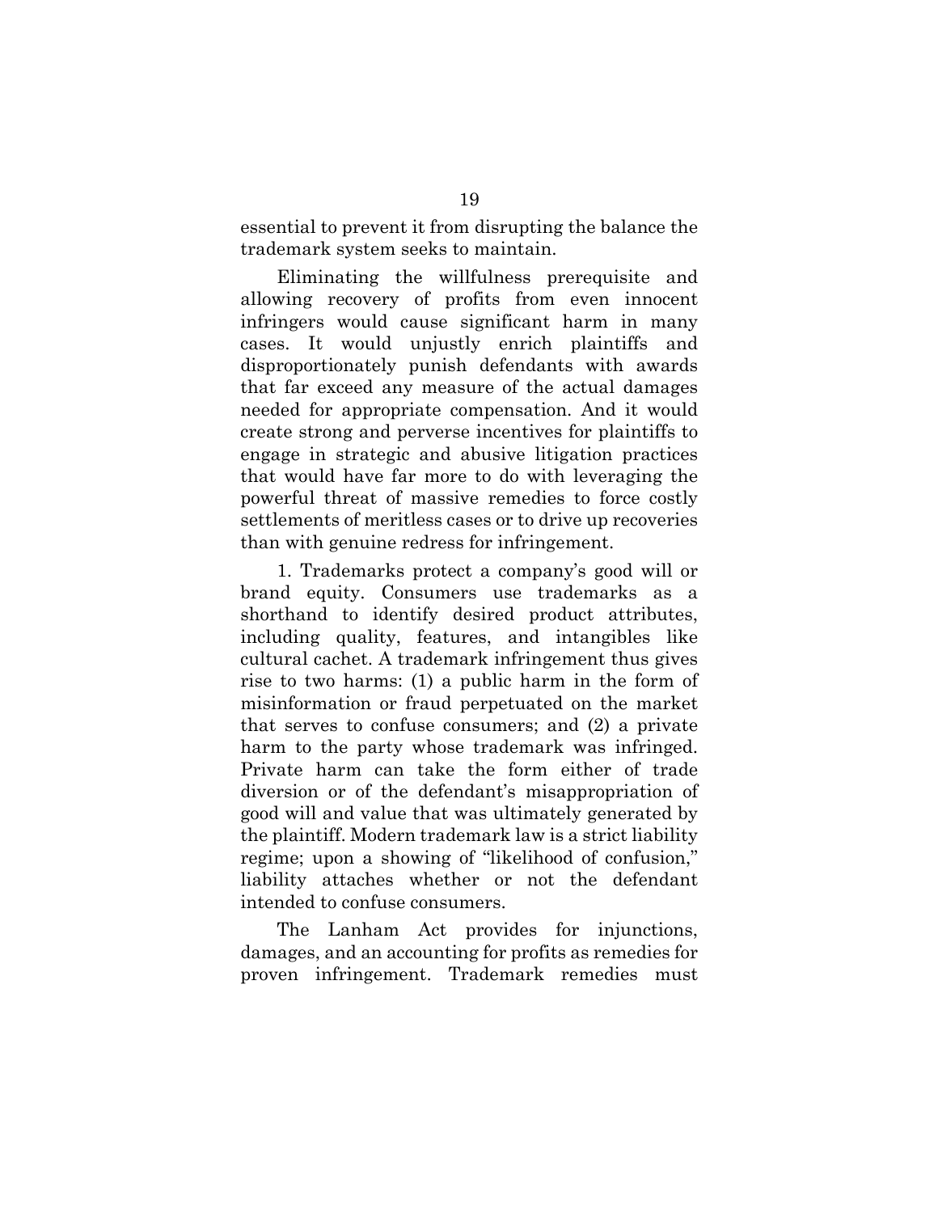essential to prevent it from disrupting the balance the trademark system seeks to maintain.

Eliminating the willfulness prerequisite and allowing recovery of profits from even innocent infringers would cause significant harm in many cases. It would unjustly enrich plaintiffs and disproportionately punish defendants with awards that far exceed any measure of the actual damages needed for appropriate compensation. And it would create strong and perverse incentives for plaintiffs to engage in strategic and abusive litigation practices that would have far more to do with leveraging the powerful threat of massive remedies to force costly settlements of meritless cases or to drive up recoveries than with genuine redress for infringement.

1. Trademarks protect a company's good will or brand equity. Consumers use trademarks as a shorthand to identify desired product attributes, including quality, features, and intangibles like cultural cachet. A trademark infringement thus gives rise to two harms: (1) a public harm in the form of misinformation or fraud perpetuated on the market that serves to confuse consumers; and (2) a private harm to the party whose trademark was infringed. Private harm can take the form either of trade diversion or of the defendant's misappropriation of good will and value that was ultimately generated by the plaintiff. Modern trademark law is a strict liability regime; upon a showing of "likelihood of confusion," liability attaches whether or not the defendant intended to confuse consumers.

The Lanham Act provides for injunctions, damages, and an accounting for profits as remedies for proven infringement. Trademark remedies must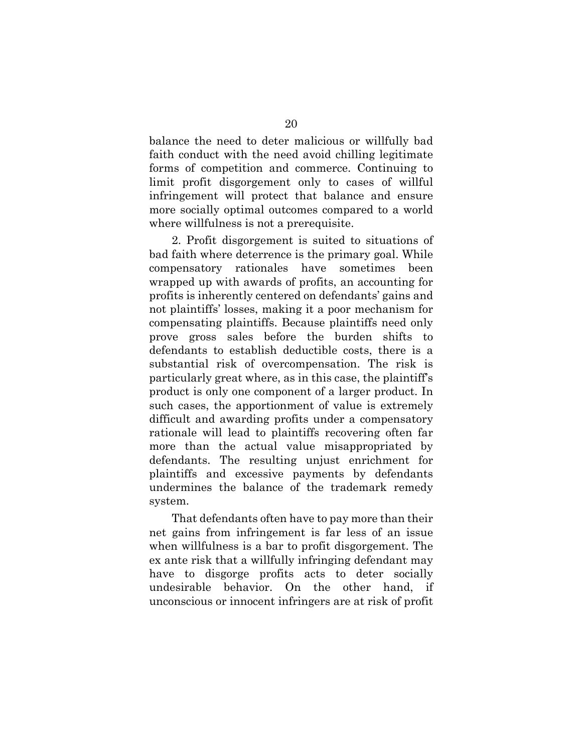balance the need to deter malicious or willfully bad faith conduct with the need avoid chilling legitimate forms of competition and commerce. Continuing to limit profit disgorgement only to cases of willful infringement will protect that balance and ensure more socially optimal outcomes compared to a world where willfulness is not a prerequisite.

2. Profit disgorgement is suited to situations of bad faith where deterrence is the primary goal. While compensatory rationales have sometimes been wrapped up with awards of profits, an accounting for profits is inherently centered on defendants' gains and not plaintiffs' losses, making it a poor mechanism for compensating plaintiffs. Because plaintiffs need only prove gross sales before the burden shifts to defendants to establish deductible costs, there is a substantial risk of overcompensation. The risk is particularly great where, as in this case, the plaintiff's product is only one component of a larger product. In such cases, the apportionment of value is extremely difficult and awarding profits under a compensatory rationale will lead to plaintiffs recovering often far more than the actual value misappropriated by defendants. The resulting unjust enrichment for plaintiffs and excessive payments by defendants undermines the balance of the trademark remedy system.

That defendants often have to pay more than their net gains from infringement is far less of an issue when willfulness is a bar to profit disgorgement. The ex ante risk that a willfully infringing defendant may have to disgorge profits acts to deter socially undesirable behavior. On the other hand, if unconscious or innocent infringers are at risk of profit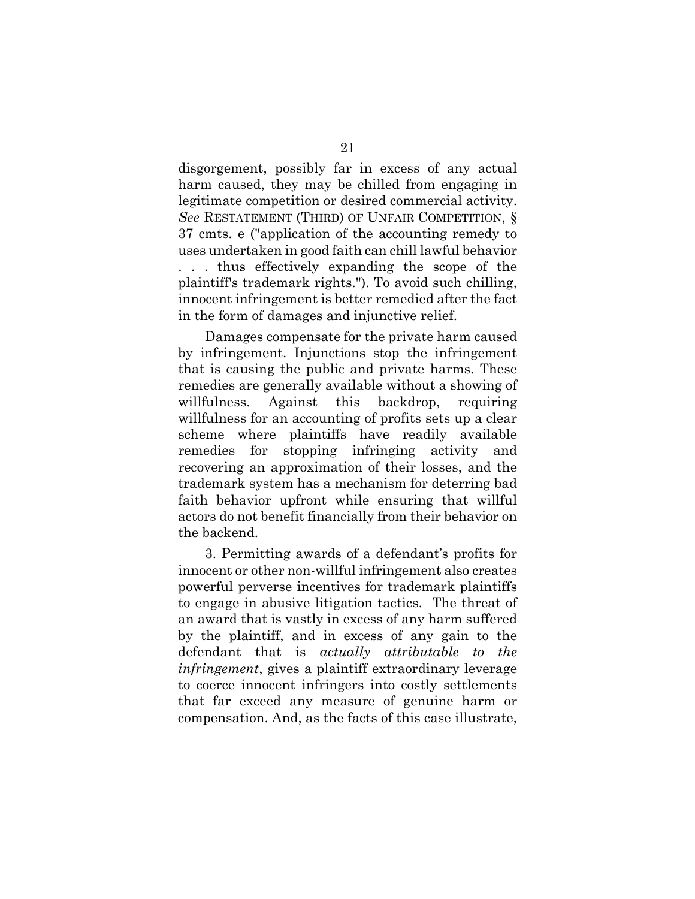disgorgement, possibly far in excess of any actual harm caused, they may be chilled from engaging in legitimate competition or desired commercial activity. *See* RESTATEMENT (THIRD) OF UNFAIR COMPETITION, § 37 cmts. e ("application of the accounting remedy to uses undertaken in good faith can chill lawful behavior . . . thus effectively expanding the scope of the plaintiff's trademark rights."). To avoid such chilling, innocent infringement is better remedied after the fact in the form of damages and injunctive relief.

Damages compensate for the private harm caused by infringement. Injunctions stop the infringement that is causing the public and private harms. These remedies are generally available without a showing of willfulness. Against this backdrop, requiring willfulness for an accounting of profits sets up a clear scheme where plaintiffs have readily available remedies for stopping infringing activity and recovering an approximation of their losses, and the trademark system has a mechanism for deterring bad faith behavior upfront while ensuring that willful actors do not benefit financially from their behavior on the backend.

3. Permitting awards of a defendant's profits for innocent or other non-willful infringement also creates powerful perverse incentives for trademark plaintiffs to engage in abusive litigation tactics. The threat of an award that is vastly in excess of any harm suffered by the plaintiff, and in excess of any gain to the defendant that is *actually attributable to the infringement*, gives a plaintiff extraordinary leverage to coerce innocent infringers into costly settlements that far exceed any measure of genuine harm or compensation. And, as the facts of this case illustrate,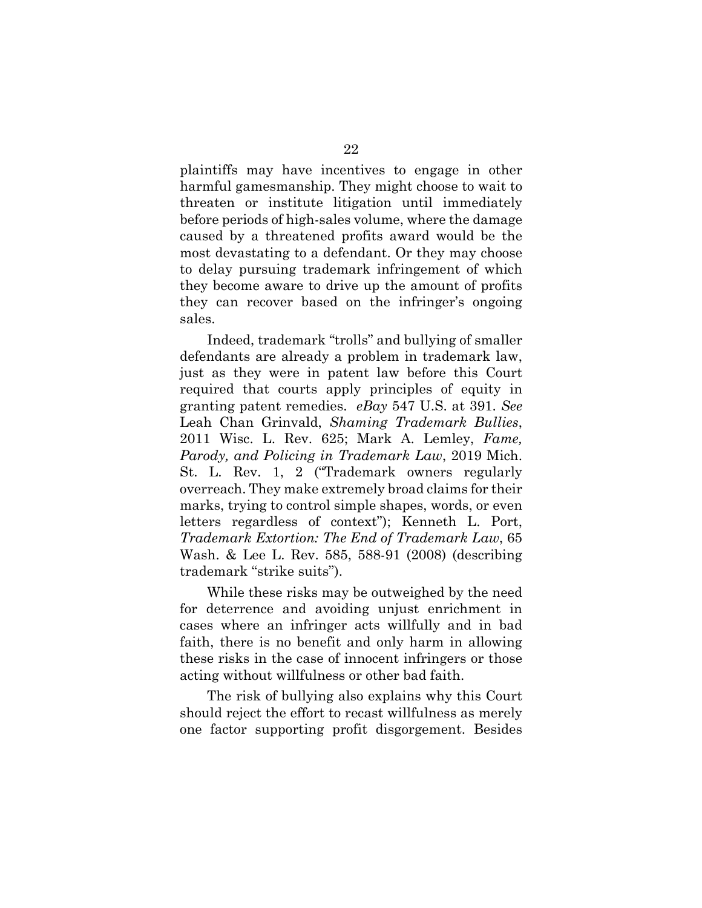plaintiffs may have incentives to engage in other harmful gamesmanship. They might choose to wait to threaten or institute litigation until immediately before periods of high-sales volume, where the damage caused by a threatened profits award would be the most devastating to a defendant. Or they may choose to delay pursuing trademark infringement of which they become aware to drive up the amount of profits they can recover based on the infringer's ongoing sales.

Indeed, trademark "trolls" and bullying of smaller defendants are already a problem in trademark law, just as they were in patent law before this Court required that courts apply principles of equity in granting patent remedies. *eBay* 547 U.S. at 391. *See* Leah Chan Grinvald, *Shaming Trademark Bullies*, 2011 Wisc. L. Rev. 625; Mark A. Lemley, *Fame, Parody, and Policing in Trademark Law*, 2019 Mich. St. L. Rev. 1, 2 ("Trademark owners regularly overreach. They make extremely broad claims for their marks, trying to control simple shapes, words, or even letters regardless of context"); Kenneth L. Port, *Trademark Extortion: The End of Trademark Law*, 65 Wash. & Lee L. Rev. 585, 588-91 (2008) (describing trademark "strike suits").

While these risks may be outweighed by the need for deterrence and avoiding unjust enrichment in cases where an infringer acts willfully and in bad faith, there is no benefit and only harm in allowing these risks in the case of innocent infringers or those acting without willfulness or other bad faith.

The risk of bullying also explains why this Court should reject the effort to recast willfulness as merely one factor supporting profit disgorgement. Besides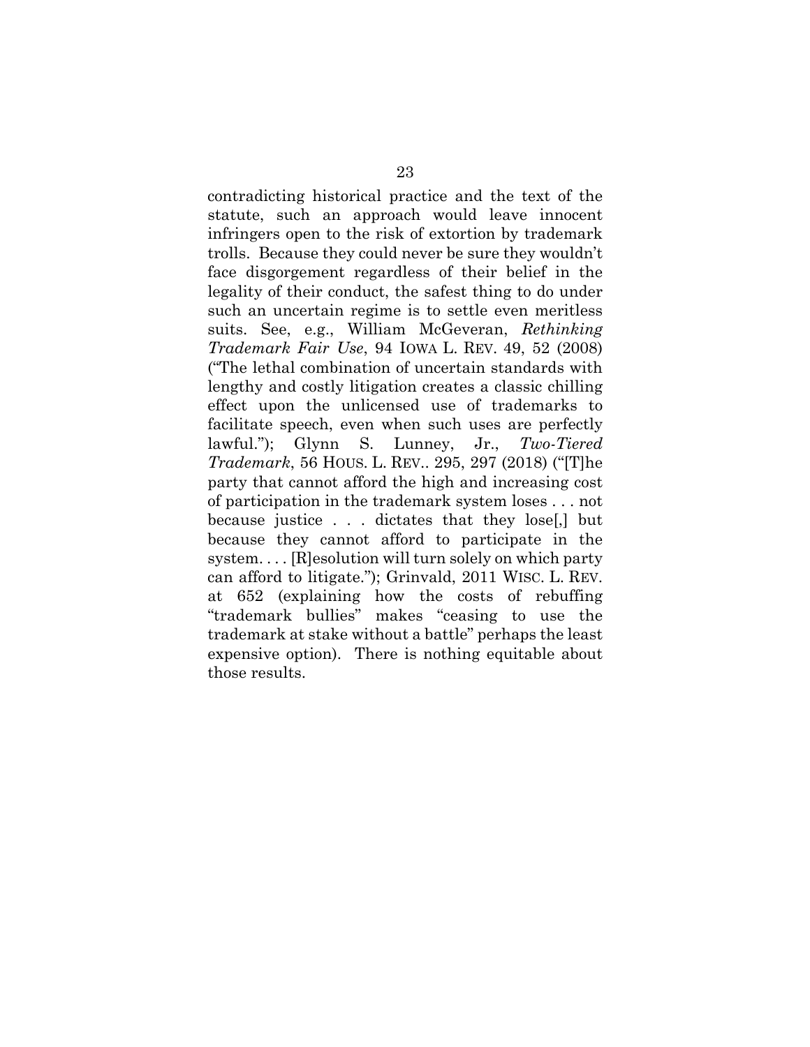contradicting historical practice and the text of the statute, such an approach would leave innocent infringers open to the risk of extortion by trademark trolls. Because they could never be sure they wouldn't face disgorgement regardless of their belief in the legality of their conduct, the safest thing to do under such an uncertain regime is to settle even meritless suits. See, e.g., William McGeveran, *Rethinking Trademark Fair Use*, 94 IOWA L. REV. 49, 52 (2008) ("The lethal combination of uncertain standards with lengthy and costly litigation creates a classic chilling effect upon the unlicensed use of trademarks to facilitate speech, even when such uses are perfectly lawful."); Glynn S. Lunney, Jr., *Two-Tiered Trademark*, 56 HOUS. L. REV.. 295, 297 (2018) ("[T]he party that cannot afford the high and increasing cost of participation in the trademark system loses . . . not because justice . . . dictates that they lose[,] but because they cannot afford to participate in the system. . . . [R]esolution will turn solely on which party can afford to litigate."); Grinvald, 2011 WISC. L. REV. at 652 (explaining how the costs of rebuffing "trademark bullies" makes "ceasing to use the trademark at stake without a battle" perhaps the least expensive option). There is nothing equitable about those results.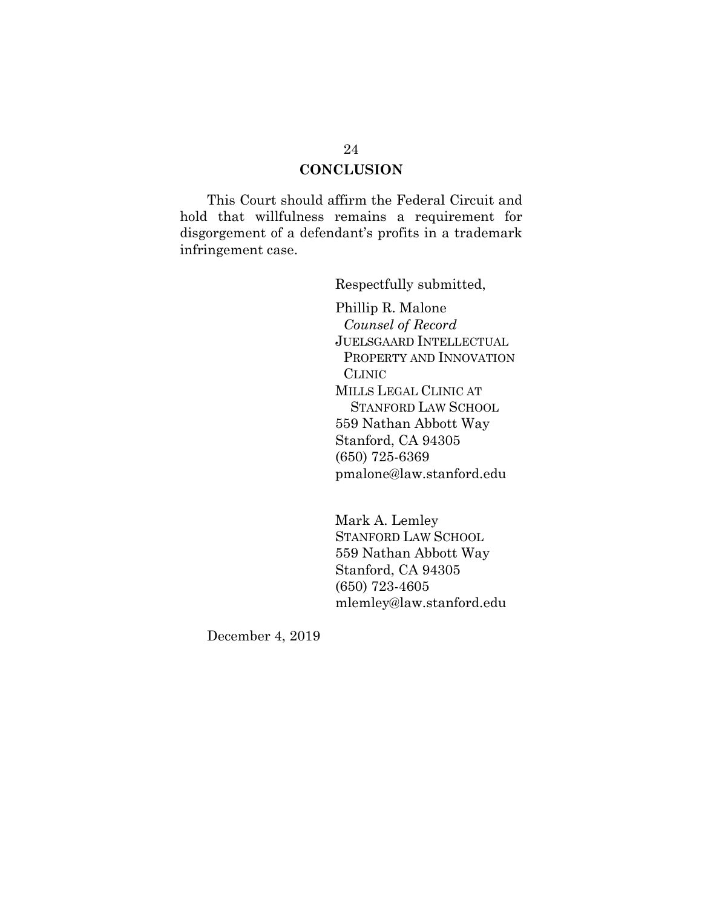## CONCLUSION

This Court should affirm the Federal Circuit and hold that willfulness remains a requirement for disgorgement of a defendant's profits in a trademark infringement case.

Respectfully submitted,

Phillip R. Malone
*Counsel of Record*
JUELSGAARD INTELLECTUAL PROPERTY AND INNOVATION CLINIC
MILLS LEGAL CLINIC AT STANFORD LAW SCHOOL
559 Nathan Abbott Way
Stanford, CA 94305
(650) 725-6369
pmalone@law.stanford.edu

Mark A. Lemley
STANFORD LAW SCHOOL
559 Nathan Abbott Way
Stanford, CA 94305
(650) 723-4605
mlemley@law.stanford.edu

December 4, 2019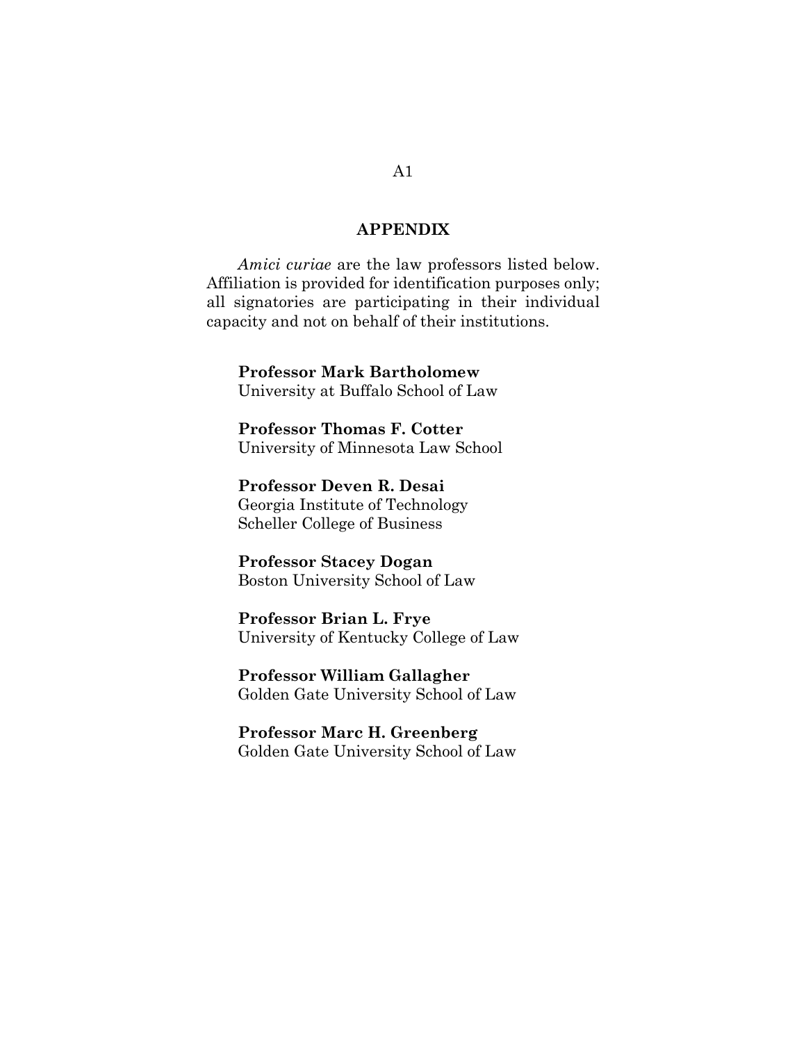## APPENDIX

*Amici curiae* are the law professors listed below. Affiliation is provided for identification purposes only; all signatories are participating in their individual capacity and not on behalf of their institutions.

**Professor Mark Bartholomew**
University at Buffalo School of Law

**Professor Thomas F. Cotter**
University of Minnesota Law School

**Professor Deven R. Desai**
Georgia Institute of Technology
Scheller College of Business

**Professor Stacey Dogan**
Boston University School of Law

**Professor Brian L. Frye**
University of Kentucky College of Law

**Professor William Gallagher**
Golden Gate University School of Law

**Professor Marc H. Greenberg**
Golden Gate University School of Law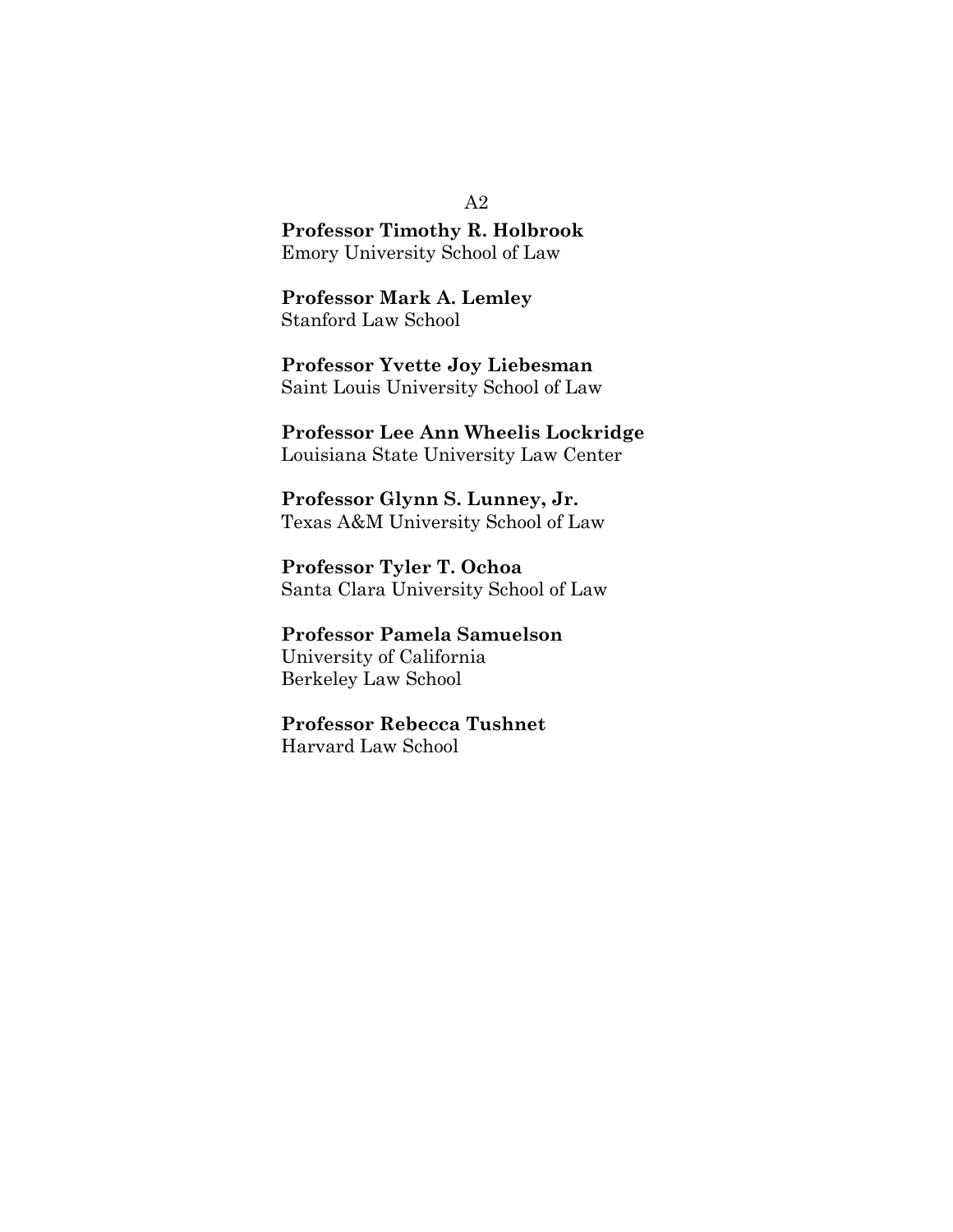**Professor Timothy R. Holbrook**
Emory University School of Law

**Professor Mark A. Lemley**
Stanford Law School

**Professor Yvette Joy Liebesman**
Saint Louis University School of Law

**Professor Lee Ann Wheelis Lockridge**
Louisiana State University Law Center

**Professor Glynn S. Lunney, Jr.**
Texas A&M University School of Law

**Professor Tyler T. Ochoa**
Santa Clara University School of Law

**Professor Pamela Samuelson**
University of California
Berkeley Law School

**Professor Rebecca Tushnet**
Harvard Law School